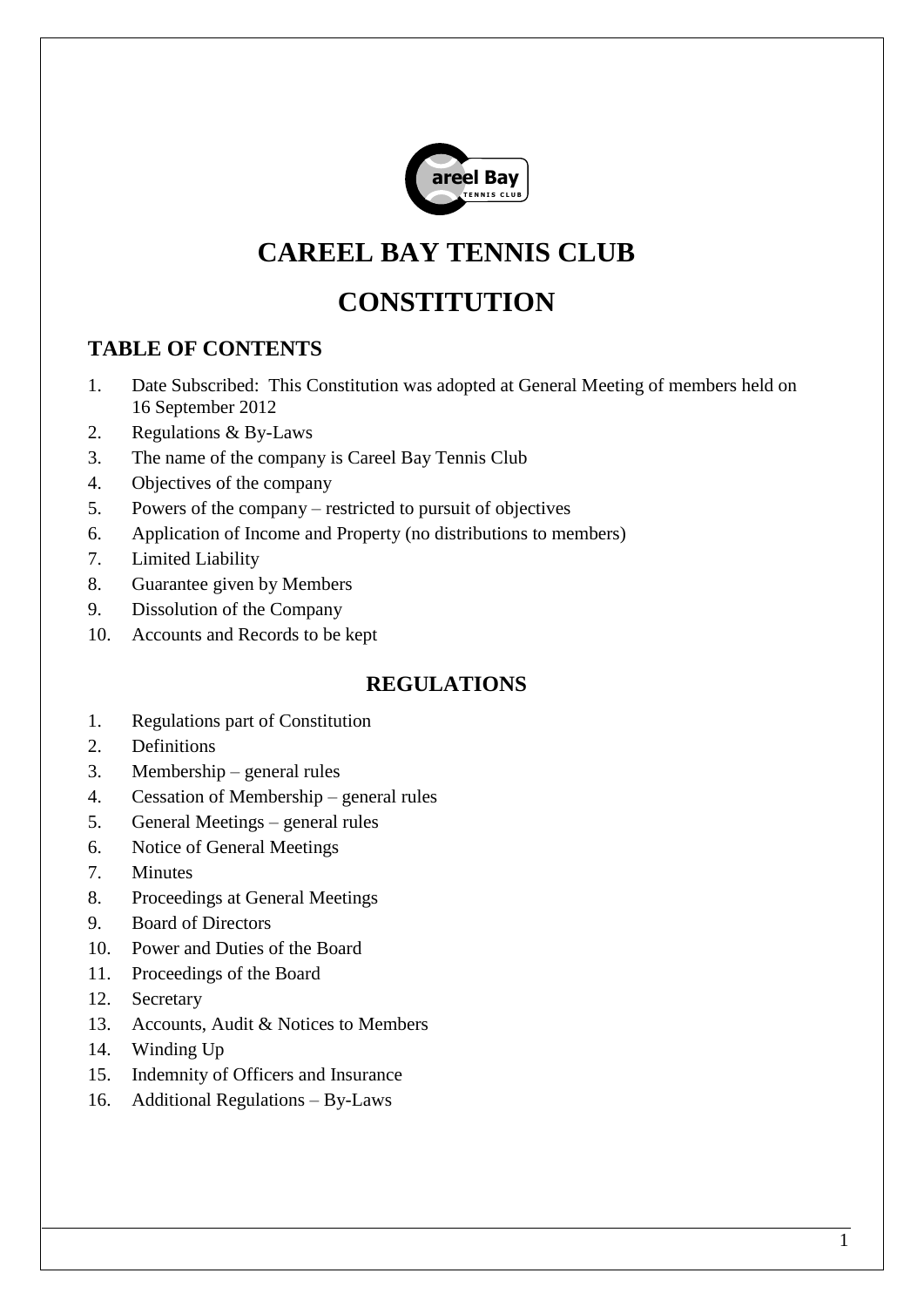# CAREEL BAY TENNIS CLUB

# CONSTITUTION

## TABLE OF CONTENTS

1. Date Subscribed: This Constitution was adopted at General Meeting of members held on 16 September 2012
2. Regulations & By-Laws
3. The name of the company is Careel Bay Tennis Club
4. Objectives of the company
5. Powers of the company – restricted to pursuit of objectives
6. Application of Income and Property (no distributions to members)
7. Limited Liability
8. Guarantee given by Members
9. Dissolution of the Company
10. Accounts and Records to be kept

## REGULATIONS

1. Regulations part of Constitution
2. Definitions
3. Membership – general rules
4. Cessation of Membership – general rules
5. General Meetings – general rules
6. Notice of General Meetings
7. Minutes
8. Proceedings at General Meetings
9. Board of Directors
10. Power and Duties of the Board
11. Proceedings of the Board
12. Secretary
13. Accounts, Audit & Notices to Members
14. Winding Up
15. Indemnity of Officers and Insurance
16. Additional Regulations – By-Laws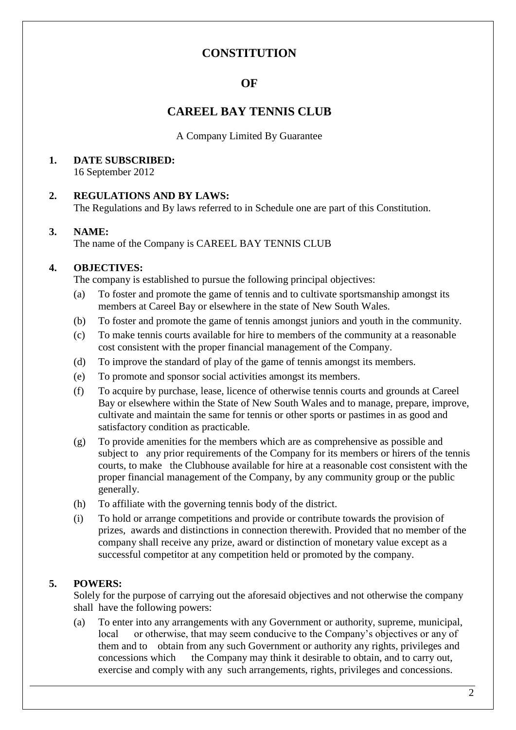# CONSTITUTION

# OF

# CAREEL BAY TENNIS CLUB

A Company Limited By Guarantee

**1. DATE SUBSCRIBED:**

16 September 2012

**2. REGULATIONS AND BY LAWS:**

The Regulations and By laws referred to in Schedule one are part of this Constitution.

**3. NAME:**

The name of the Company is CAREEL BAY TENNIS CLUB

**4. OBJECTIVES:**

The company is established to pursue the following principal objectives:

(a) To foster and promote the game of tennis and to cultivate sportsmanship amongst its members at Careel Bay or elsewhere in the state of New South Wales.

(b) To foster and promote the game of tennis amongst juniors and youth in the community.

(c) To make tennis courts available for hire to members of the community at a reasonable cost consistent with the proper financial management of the Company.

(d) To improve the standard of play of the game of tennis amongst its members.

(e) To promote and sponsor social activities amongst its members.

(f) To acquire by purchase, lease, licence of otherwise tennis courts and grounds at Careel Bay or elsewhere within the State of New South Wales and to manage, prepare, improve, cultivate and maintain the same for tennis or other sports or pastimes in as good and satisfactory condition as practicable.

(g) To provide amenities for the members which are as comprehensive as possible and subject to any prior requirements of the Company for its members or hirers of the tennis courts, to make the Clubhouse available for hire at a reasonable cost consistent with the proper financial management of the Company, by any community group or the public generally.

(h) To affiliate with the governing tennis body of the district.

(i) To hold or arrange competitions and provide or contribute towards the provision of prizes, awards and distinctions in connection therewith. Provided that no member of the company shall receive any prize, award or distinction of monetary value except as a successful competitor at any competition held or promoted by the company.

**5. POWERS:**

Solely for the purpose of carrying out the aforesaid objectives and not otherwise the company shall have the following powers:

(a) To enter into any arrangements with any Government or authority, supreme, municipal, local or otherwise, that may seem conducive to the Company's objectives or any of them and to obtain from any such Government or authority any rights, privileges and concessions which the Company may think it desirable to obtain, and to carry out, exercise and comply with any such arrangements, rights, privileges and concessions.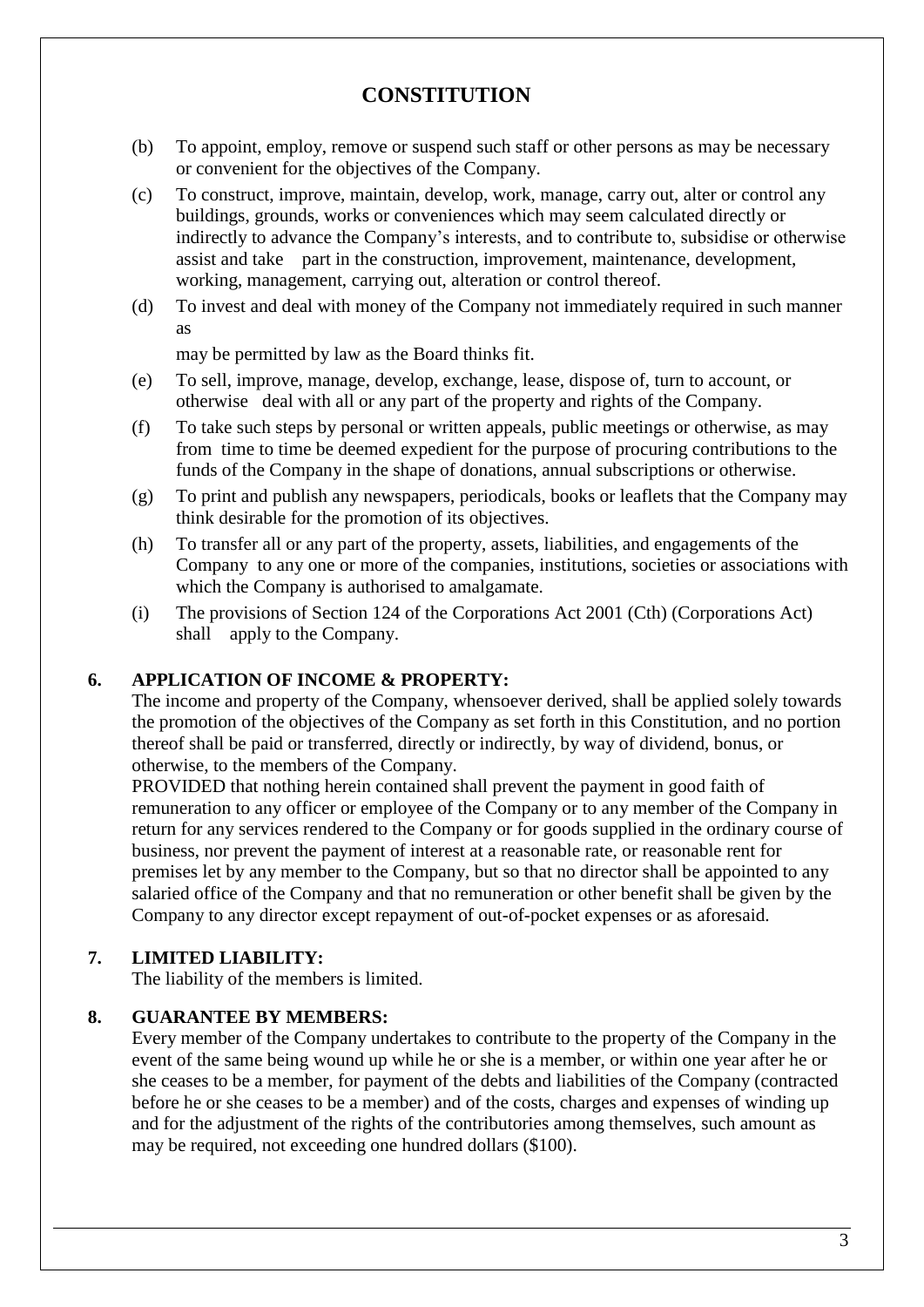# CONSTITUTION

(b) To appoint, employ, remove or suspend such staff or other persons as may be necessary or convenient for the objectives of the Company.

(c) To construct, improve, maintain, develop, work, manage, carry out, alter or control any buildings, grounds, works or conveniences which may seem calculated directly or indirectly to advance the Company's interests, and to contribute to, subsidise or otherwise assist and take part in the construction, improvement, maintenance, development, working, management, carrying out, alteration or control thereof.

(d) To invest and deal with money of the Company not immediately required in such manner as

may be permitted by law as the Board thinks fit.

(e) To sell, improve, manage, develop, exchange, lease, dispose of, turn to account, or otherwise deal with all or any part of the property and rights of the Company.

(f) To take such steps by personal or written appeals, public meetings or otherwise, as may from time to time be deemed expedient for the purpose of procuring contributions to the funds of the Company in the shape of donations, annual subscriptions or otherwise.

(g) To print and publish any newspapers, periodicals, books or leaflets that the Company may think desirable for the promotion of its objectives.

(h) To transfer all or any part of the property, assets, liabilities, and engagements of the Company to any one or more of the companies, institutions, societies or associations with which the Company is authorised to amalgamate.

(i) The provisions of Section 124 of the Corporations Act 2001 (Cth) (Corporations Act) shall apply to the Company.

## 6. APPLICATION OF INCOME & PROPERTY:

The income and property of the Company, whensoever derived, shall be applied solely towards the promotion of the objectives of the Company as set forth in this Constitution, and no portion thereof shall be paid or transferred, directly or indirectly, by way of dividend, bonus, or otherwise, to the members of the Company.

PROVIDED that nothing herein contained shall prevent the payment in good faith of remuneration to any officer or employee of the Company or to any member of the Company in return for any services rendered to the Company or for goods supplied in the ordinary course of business, nor prevent the payment of interest at a reasonable rate, or reasonable rent for premises let by any member to the Company, but so that no director shall be appointed to any salaried office of the Company and that no remuneration or other benefit shall be given by the Company to any director except repayment of out-of-pocket expenses or as aforesaid.

## 7. LIMITED LIABILITY:

The liability of the members is limited.

## 8. GUARANTEE BY MEMBERS:

Every member of the Company undertakes to contribute to the property of the Company in the event of the same being wound up while he or she is a member, or within one year after he or she ceases to be a member, for payment of the debts and liabilities of the Company (contracted before he or she ceases to be a member) and of the costs, charges and expenses of winding up and for the adjustment of the rights of the contributories among themselves, such amount as may be required, not exceeding one hundred dollars ($100).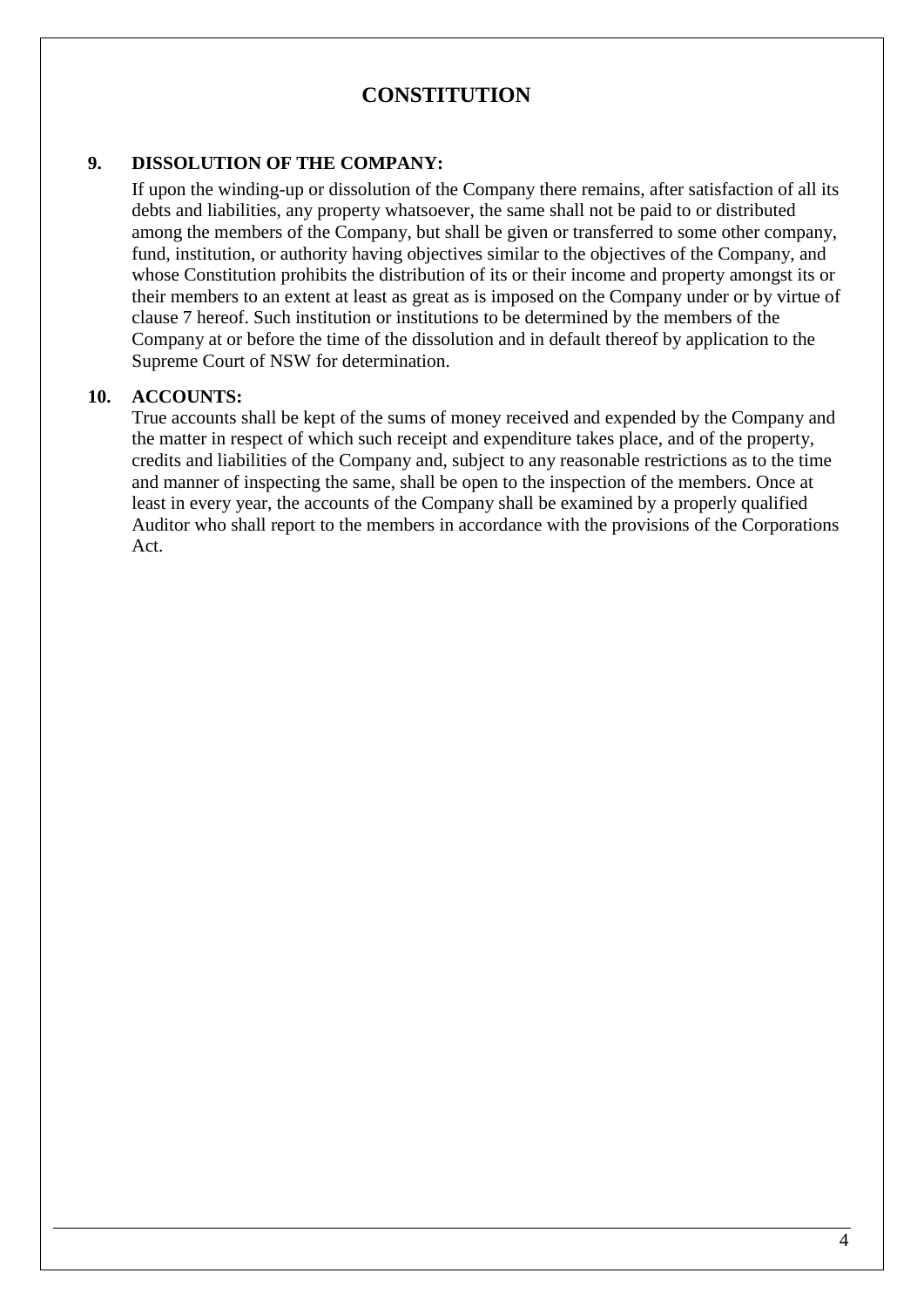# CONSTITUTION

## 9. DISSOLUTION OF THE COMPANY:

If upon the winding-up or dissolution of the Company there remains, after satisfaction of all its debts and liabilities, any property whatsoever, the same shall not be paid to or distributed among the members of the Company, but shall be given or transferred to some other company, fund, institution, or authority having objectives similar to the objectives of the Company, and whose Constitution prohibits the distribution of its or their income and property amongst its or their members to an extent at least as great as is imposed on the Company under or by virtue of clause 7 hereof. Such institution or institutions to be determined by the members of the Company at or before the time of the dissolution and in default thereof by application to the Supreme Court of NSW for determination.

## 10. ACCOUNTS:

True accounts shall be kept of the sums of money received and expended by the Company and the matter in respect of which such receipt and expenditure takes place, and of the property, credits and liabilities of the Company and, subject to any reasonable restrictions as to the time and manner of inspecting the same, shall be open to the inspection of the members. Once at least in every year, the accounts of the Company shall be examined by a properly qualified Auditor who shall report to the members in accordance with the provisions of the Corporations Act.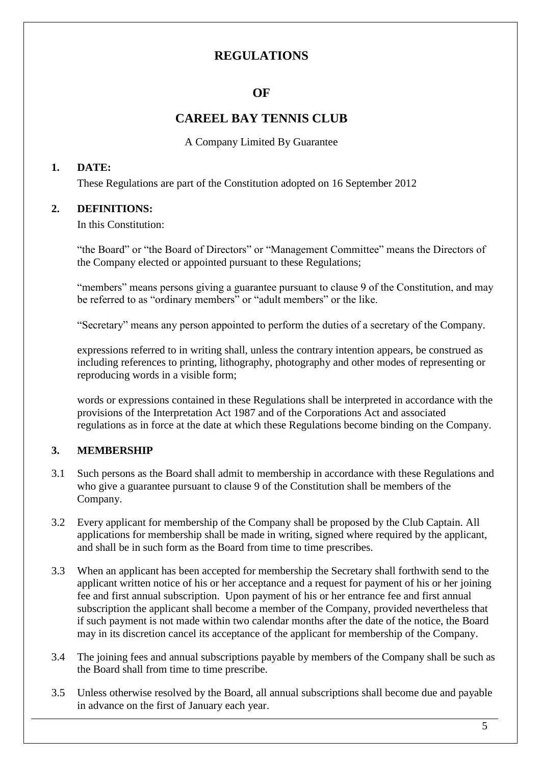# REGULATIONS

# OF

# CAREEL BAY TENNIS CLUB

A Company Limited By Guarantee

## 1. DATE:

These Regulations are part of the Constitution adopted on 16 September 2012

## 2. DEFINITIONS:

In this Constitution:

"the Board" or "the Board of Directors" or "Management Committee" means the Directors of the Company elected or appointed pursuant to these Regulations;

"members" means persons giving a guarantee pursuant to clause 9 of the Constitution, and may be referred to as "ordinary members" or "adult members" or the like.

"Secretary" means any person appointed to perform the duties of a secretary of the Company.

expressions referred to in writing shall, unless the contrary intention appears, be construed as including references to printing, lithography, photography and other modes of representing or reproducing words in a visible form;

words or expressions contained in these Regulations shall be interpreted in accordance with the provisions of the Interpretation Act 1987 and of the Corporations Act and associated regulations as in force at the date at which these Regulations become binding on the Company.

## 3. MEMBERSHIP

3.1 Such persons as the Board shall admit to membership in accordance with these Regulations and who give a guarantee pursuant to clause 9 of the Constitution shall be members of the Company.

3.2 Every applicant for membership of the Company shall be proposed by the Club Captain. All applications for membership shall be made in writing, signed where required by the applicant, and shall be in such form as the Board from time to time prescribes.

3.3 When an applicant has been accepted for membership the Secretary shall forthwith send to the applicant written notice of his or her acceptance and a request for payment of his or her joining fee and first annual subscription. Upon payment of his or her entrance fee and first annual subscription the applicant shall become a member of the Company, provided nevertheless that if such payment is not made within two calendar months after the date of the notice, the Board may in its discretion cancel its acceptance of the applicant for membership of the Company.

3.4 The joining fees and annual subscriptions payable by members of the Company shall be such as the Board shall from time to time prescribe.

3.5 Unless otherwise resolved by the Board, all annual subscriptions shall become due and payable in advance on the first of January each year.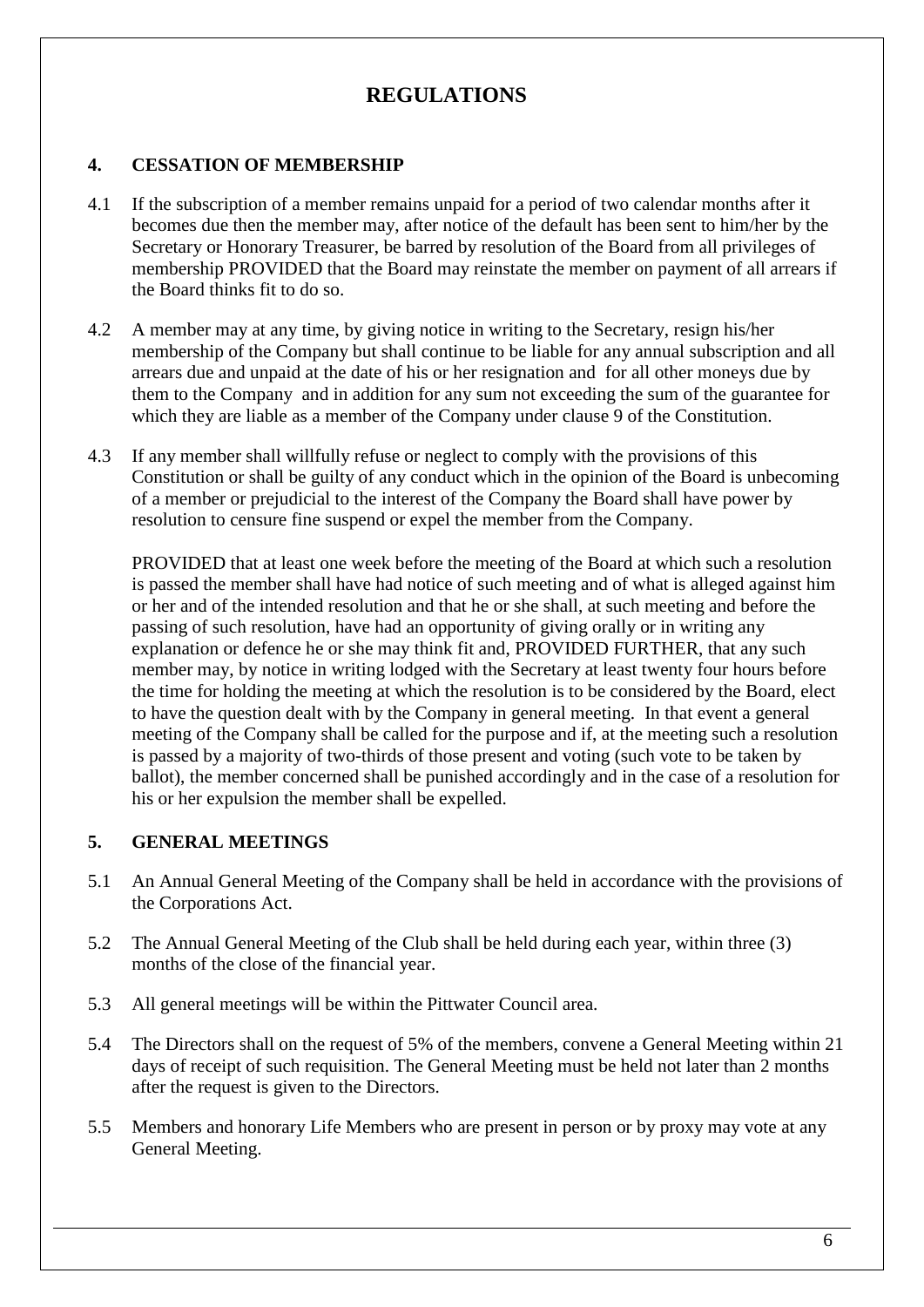# REGULATIONS

## 4. CESSATION OF MEMBERSHIP

4.1 If the subscription of a member remains unpaid for a period of two calendar months after it becomes due then the member may, after notice of the default has been sent to him/her by the Secretary or Honorary Treasurer, be barred by resolution of the Board from all privileges of membership PROVIDED that the Board may reinstate the member on payment of all arrears if the Board thinks fit to do so.

4.2 A member may at any time, by giving notice in writing to the Secretary, resign his/her membership of the Company but shall continue to be liable for any annual subscription and all arrears due and unpaid at the date of his or her resignation and for all other moneys due by them to the Company and in addition for any sum not exceeding the sum of the guarantee for which they are liable as a member of the Company under clause 9 of the Constitution.

4.3 If any member shall willfully refuse or neglect to comply with the provisions of this Constitution or shall be guilty of any conduct which in the opinion of the Board is unbecoming of a member or prejudicial to the interest of the Company the Board shall have power by resolution to censure fine suspend or expel the member from the Company.

PROVIDED that at least one week before the meeting of the Board at which such a resolution is passed the member shall have had notice of such meeting and of what is alleged against him or her and of the intended resolution and that he or she shall, at such meeting and before the passing of such resolution, have had an opportunity of giving orally or in writing any explanation or defence he or she may think fit and, PROVIDED FURTHER, that any such member may, by notice in writing lodged with the Secretary at least twenty four hours before the time for holding the meeting at which the resolution is to be considered by the Board, elect to have the question dealt with by the Company in general meeting. In that event a general meeting of the Company shall be called for the purpose and if, at the meeting such a resolution is passed by a majority of two-thirds of those present and voting (such vote to be taken by ballot), the member concerned shall be punished accordingly and in the case of a resolution for his or her expulsion the member shall be expelled.

## 5. GENERAL MEETINGS

5.1 An Annual General Meeting of the Company shall be held in accordance with the provisions of the Corporations Act.

5.2 The Annual General Meeting of the Club shall be held during each year, within three (3) months of the close of the financial year.

5.3 All general meetings will be within the Pittwater Council area.

5.4 The Directors shall on the request of 5% of the members, convene a General Meeting within 21 days of receipt of such requisition. The General Meeting must be held not later than 2 months after the request is given to the Directors.

5.5 Members and honorary Life Members who are present in person or by proxy may vote at any General Meeting.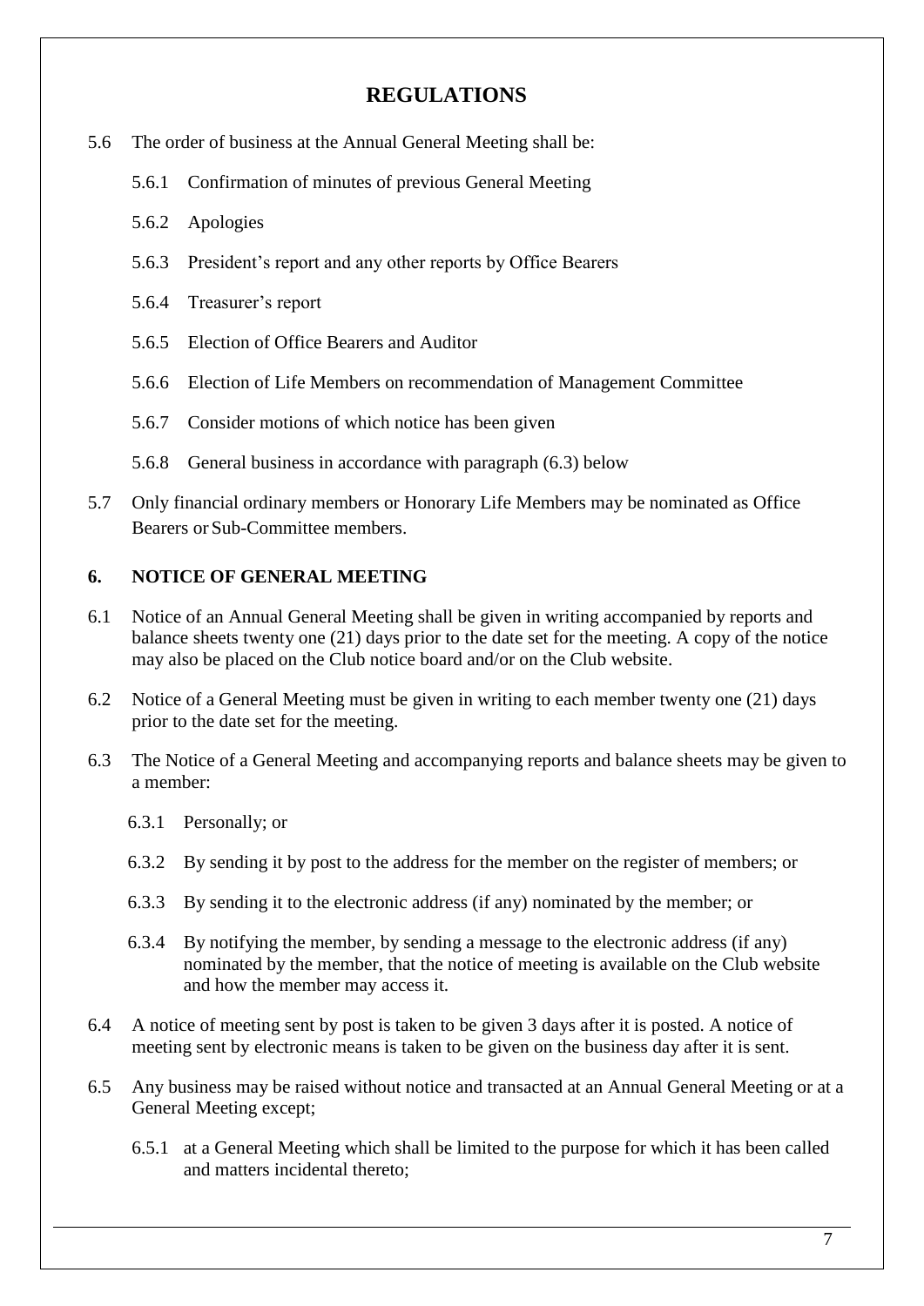# REGULATIONS

5.6 The order of business at the Annual General Meeting shall be:

- 5.6.1 Confirmation of minutes of previous General Meeting
- 5.6.2 Apologies
- 5.6.3 President's report and any other reports by Office Bearers
- 5.6.4 Treasurer's report
- 5.6.5 Election of Office Bearers and Auditor
- 5.6.6 Election of Life Members on recommendation of Management Committee
- 5.6.7 Consider motions of which notice has been given
- 5.6.8 General business in accordance with paragraph (6.3) below

5.7 Only financial ordinary members or Honorary Life Members may be nominated as Office Bearers or Sub-Committee members.

## 6. NOTICE OF GENERAL MEETING

6.1 Notice of an Annual General Meeting shall be given in writing accompanied by reports and balance sheets twenty one (21) days prior to the date set for the meeting. A copy of the notice may also be placed on the Club notice board and/or on the Club website.

6.2 Notice of a General Meeting must be given in writing to each member twenty one (21) days prior to the date set for the meeting.

6.3 The Notice of a General Meeting and accompanying reports and balance sheets may be given to a member:

- 6.3.1 Personally; or
- 6.3.2 By sending it by post to the address for the member on the register of members; or
- 6.3.3 By sending it to the electronic address (if any) nominated by the member; or
- 6.3.4 By notifying the member, by sending a message to the electronic address (if any) nominated by the member, that the notice of meeting is available on the Club website and how the member may access it.

6.4 A notice of meeting sent by post is taken to be given 3 days after it is posted. A notice of meeting sent by electronic means is taken to be given on the business day after it is sent.

6.5 Any business may be raised without notice and transacted at an Annual General Meeting or at a General Meeting except;

- 6.5.1 at a General Meeting which shall be limited to the purpose for which it has been called and matters incidental thereto;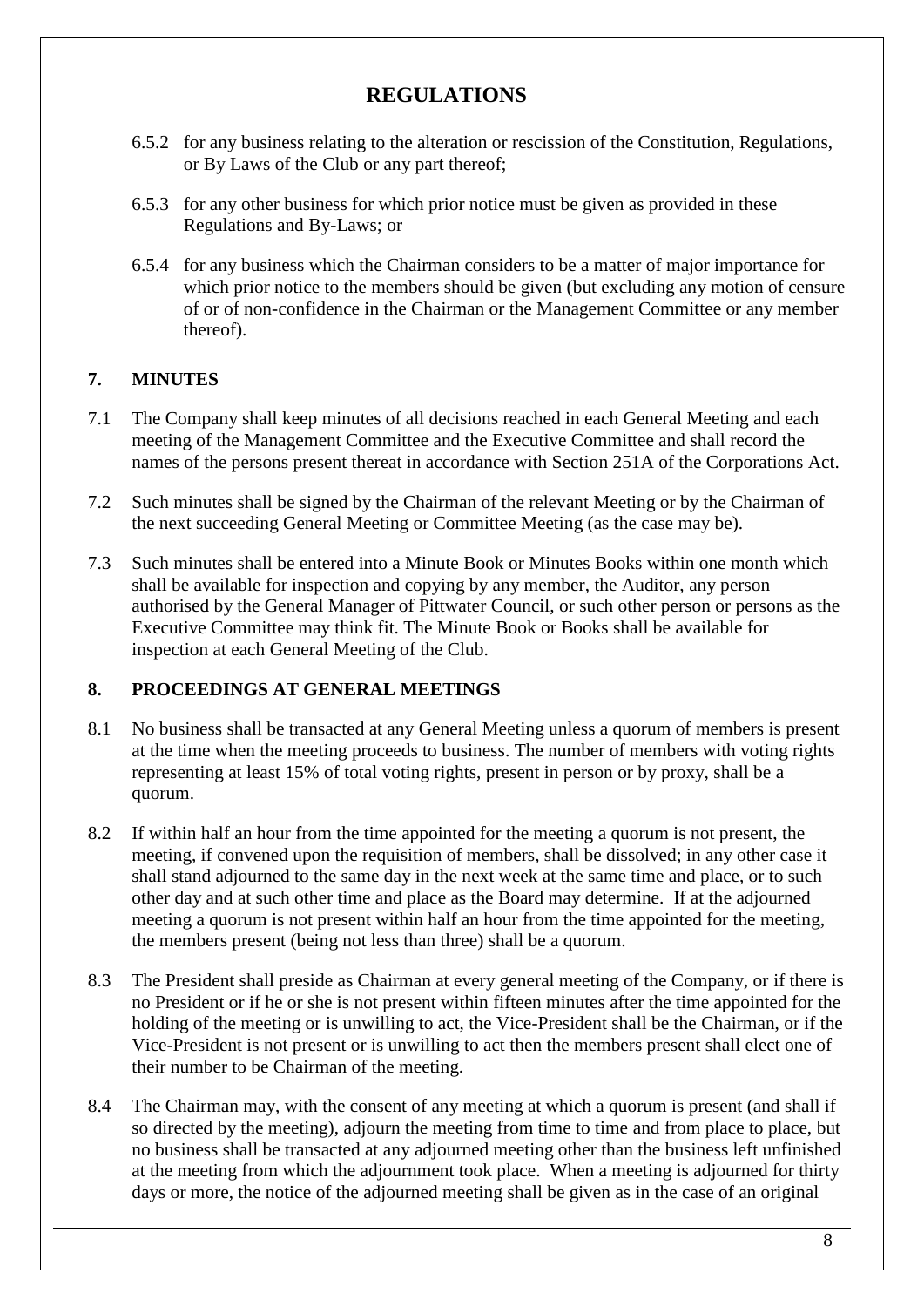# REGULATIONS

6.5.2 for any business relating to the alteration or rescission of the Constitution, Regulations, or By Laws of the Club or any part thereof;

6.5.3 for any other business for which prior notice must be given as provided in these Regulations and By-Laws; or

6.5.4 for any business which the Chairman considers to be a matter of major importance for which prior notice to the members should be given (but excluding any motion of censure of or of non-confidence in the Chairman or the Management Committee or any member thereof).

## 7. MINUTES

7.1 The Company shall keep minutes of all decisions reached in each General Meeting and each meeting of the Management Committee and the Executive Committee and shall record the names of the persons present thereat in accordance with Section 251A of the Corporations Act.

7.2 Such minutes shall be signed by the Chairman of the relevant Meeting or by the Chairman of the next succeeding General Meeting or Committee Meeting (as the case may be).

7.3 Such minutes shall be entered into a Minute Book or Minutes Books within one month which shall be available for inspection and copying by any member, the Auditor, any person authorised by the General Manager of Pittwater Council, or such other person or persons as the Executive Committee may think fit. The Minute Book or Books shall be available for inspection at each General Meeting of the Club.

## 8. PROCEEDINGS AT GENERAL MEETINGS

8.1 No business shall be transacted at any General Meeting unless a quorum of members is present at the time when the meeting proceeds to business. The number of members with voting rights representing at least 15% of total voting rights, present in person or by proxy, shall be a quorum.

8.2 If within half an hour from the time appointed for the meeting a quorum is not present, the meeting, if convened upon the requisition of members, shall be dissolved; in any other case it shall stand adjourned to the same day in the next week at the same time and place, or to such other day and at such other time and place as the Board may determine. If at the adjourned meeting a quorum is not present within half an hour from the time appointed for the meeting, the members present (being not less than three) shall be a quorum.

8.3 The President shall preside as Chairman at every general meeting of the Company, or if there is no President or if he or she is not present within fifteen minutes after the time appointed for the holding of the meeting or is unwilling to act, the Vice-President shall be the Chairman, or if the Vice-President is not present or is unwilling to act then the members present shall elect one of their number to be Chairman of the meeting.

8.4 The Chairman may, with the consent of any meeting at which a quorum is present (and shall if so directed by the meeting), adjourn the meeting from time to time and from place to place, but no business shall be transacted at any adjourned meeting other than the business left unfinished at the meeting from which the adjournment took place. When a meeting is adjourned for thirty days or more, the notice of the adjourned meeting shall be given as in the case of an original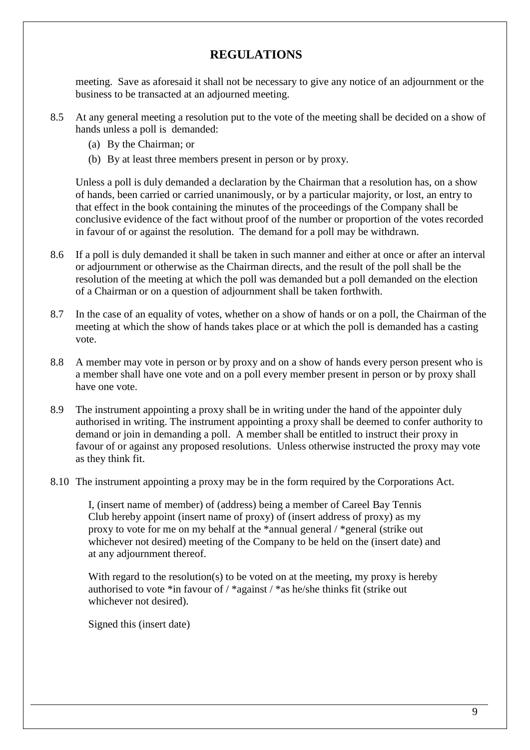## REGULATIONS

meeting. Save as aforesaid it shall not be necessary to give any notice of an adjournment or the business to be transacted at an adjourned meeting.

8.5 At any general meeting a resolution put to the vote of the meeting shall be decided on a show of hands unless a poll is demanded:

(a) By the Chairman; or

(b) By at least three members present in person or by proxy.

Unless a poll is duly demanded a declaration by the Chairman that a resolution has, on a show of hands, been carried or carried unanimously, or by a particular majority, or lost, an entry to that effect in the book containing the minutes of the proceedings of the Company shall be conclusive evidence of the fact without proof of the number or proportion of the votes recorded in favour of or against the resolution. The demand for a poll may be withdrawn.

8.6 If a poll is duly demanded it shall be taken in such manner and either at once or after an interval or adjournment or otherwise as the Chairman directs, and the result of the poll shall be the resolution of the meeting at which the poll was demanded but a poll demanded on the election of a Chairman or on a question of adjournment shall be taken forthwith.

8.7 In the case of an equality of votes, whether on a show of hands or on a poll, the Chairman of the meeting at which the show of hands takes place or at which the poll is demanded has a casting vote.

8.8 A member may vote in person or by proxy and on a show of hands every person present who is a member shall have one vote and on a poll every member present in person or by proxy shall have one vote.

8.9 The instrument appointing a proxy shall be in writing under the hand of the appointer duly authorised in writing. The instrument appointing a proxy shall be deemed to confer authority to demand or join in demanding a poll. A member shall be entitled to instruct their proxy in favour of or against any proposed resolutions. Unless otherwise instructed the proxy may vote as they think fit.

8.10 The instrument appointing a proxy may be in the form required by the Corporations Act.

> I, (insert name of member) of (address) being a member of Careel Bay Tennis Club hereby appoint (insert name of proxy) of (insert address of proxy) as my proxy to vote for me on my behalf at the *annual general / *general (strike out whichever not desired) meeting of the Company to be held on the (insert date) and at any adjournment thereof.
>
> With regard to the resolution(s) to be voted on at the meeting, my proxy is hereby authorised to vote *in favour of / *against / *as he/she thinks fit (strike out whichever not desired).
>
> Signed this (insert date)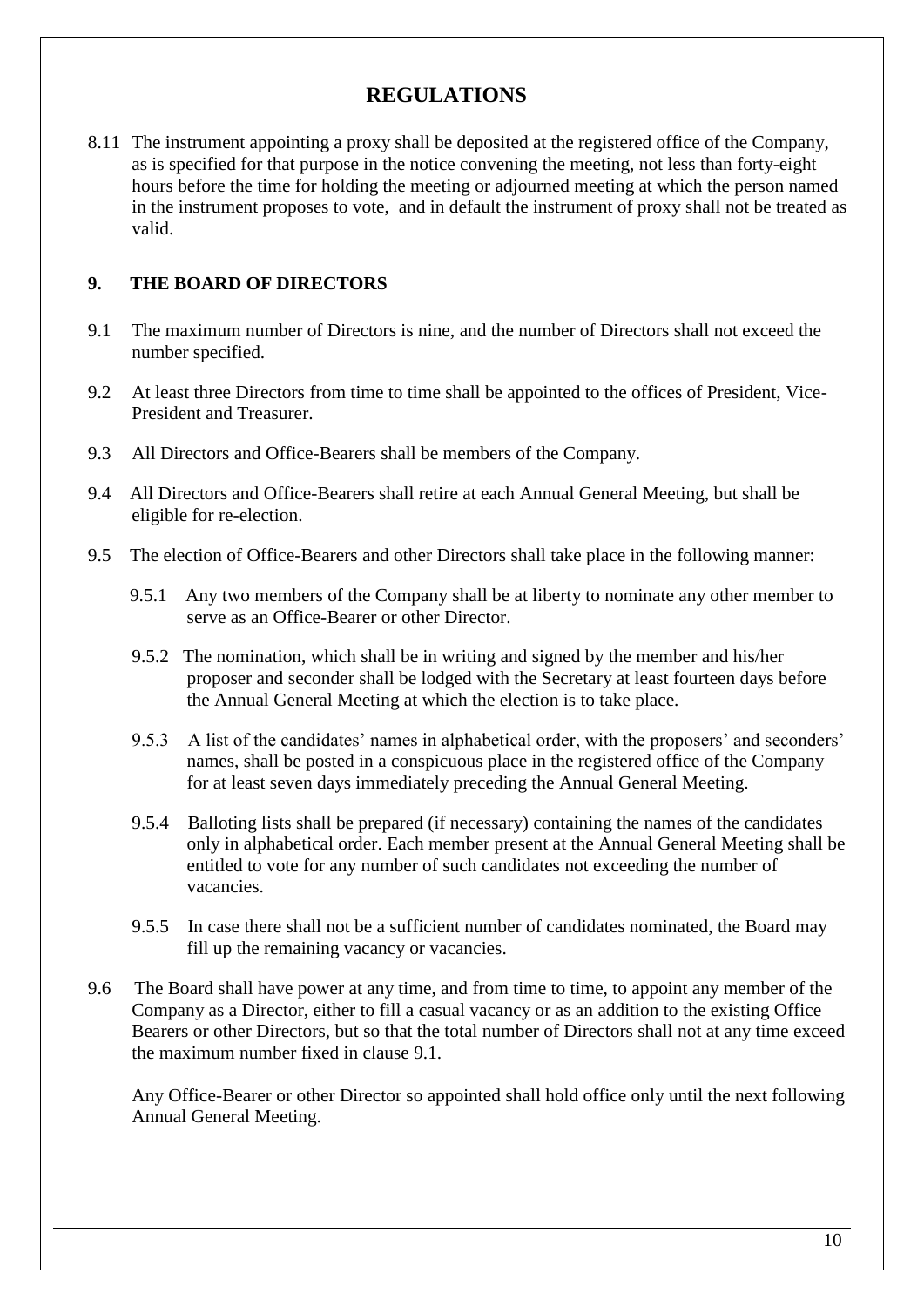# REGULATIONS

8.11 The instrument appointing a proxy shall be deposited at the registered office of the Company, as is specified for that purpose in the notice convening the meeting, not less than forty-eight hours before the time for holding the meeting or adjourned meeting at which the person named in the instrument proposes to vote, and in default the instrument of proxy shall not be treated as valid.

## 9. THE BOARD OF DIRECTORS

9.1 The maximum number of Directors is nine, and the number of Directors shall not exceed the number specified.

9.2 At least three Directors from time to time shall be appointed to the offices of President, Vice-President and Treasurer.

9.3 All Directors and Office-Bearers shall be members of the Company.

9.4 All Directors and Office-Bearers shall retire at each Annual General Meeting, but shall be eligible for re-election.

9.5 The election of Office-Bearers and other Directors shall take place in the following manner:

9.5.1 Any two members of the Company shall be at liberty to nominate any other member to serve as an Office-Bearer or other Director.

9.5.2 The nomination, which shall be in writing and signed by the member and his/her proposer and seconder shall be lodged with the Secretary at least fourteen days before the Annual General Meeting at which the election is to take place.

9.5.3 A list of the candidates' names in alphabetical order, with the proposers' and seconders' names, shall be posted in a conspicuous place in the registered office of the Company for at least seven days immediately preceding the Annual General Meeting.

9.5.4 Balloting lists shall be prepared (if necessary) containing the names of the candidates only in alphabetical order. Each member present at the Annual General Meeting shall be entitled to vote for any number of such candidates not exceeding the number of vacancies.

9.5.5 In case there shall not be a sufficient number of candidates nominated, the Board may fill up the remaining vacancy or vacancies.

9.6 The Board shall have power at any time, and from time to time, to appoint any member of the Company as a Director, either to fill a casual vacancy or as an addition to the existing Office Bearers or other Directors, but so that the total number of Directors shall not at any time exceed the maximum number fixed in clause 9.1.

Any Office-Bearer or other Director so appointed shall hold office only until the next following Annual General Meeting.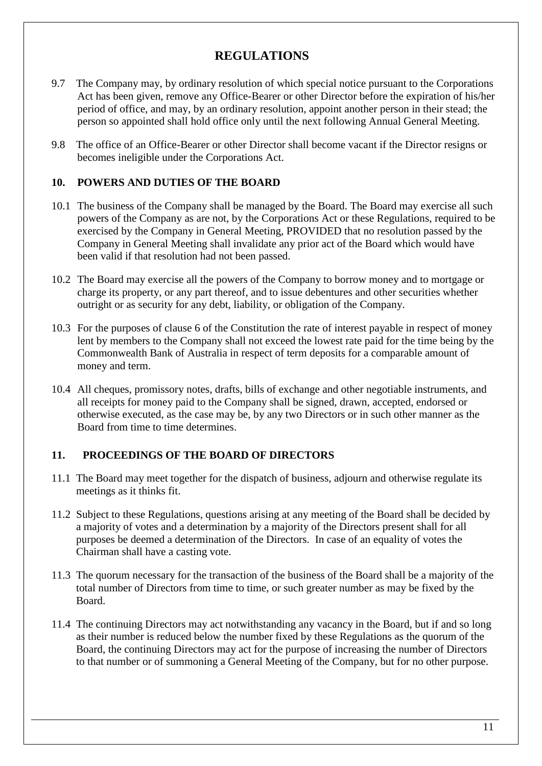# REGULATIONS

9.7 The Company may, by ordinary resolution of which special notice pursuant to the Corporations Act has been given, remove any Office-Bearer or other Director before the expiration of his/her period of office, and may, by an ordinary resolution, appoint another person in their stead; the person so appointed shall hold office only until the next following Annual General Meeting.

9.8 The office of an Office-Bearer or other Director shall become vacant if the Director resigns or becomes ineligible under the Corporations Act.

## 10. POWERS AND DUTIES OF THE BOARD

10.1 The business of the Company shall be managed by the Board. The Board may exercise all such powers of the Company as are not, by the Corporations Act or these Regulations, required to be exercised by the Company in General Meeting, PROVIDED that no resolution passed by the Company in General Meeting shall invalidate any prior act of the Board which would have been valid if that resolution had not been passed.

10.2 The Board may exercise all the powers of the Company to borrow money and to mortgage or charge its property, or any part thereof, and to issue debentures and other securities whether outright or as security for any debt, liability, or obligation of the Company.

10.3 For the purposes of clause 6 of the Constitution the rate of interest payable in respect of money lent by members to the Company shall not exceed the lowest rate paid for the time being by the Commonwealth Bank of Australia in respect of term deposits for a comparable amount of money and term.

10.4 All cheques, promissory notes, drafts, bills of exchange and other negotiable instruments, and all receipts for money paid to the Company shall be signed, drawn, accepted, endorsed or otherwise executed, as the case may be, by any two Directors or in such other manner as the Board from time to time determines.

## 11. PROCEEDINGS OF THE BOARD OF DIRECTORS

11.1 The Board may meet together for the dispatch of business, adjourn and otherwise regulate its meetings as it thinks fit.

11.2 Subject to these Regulations, questions arising at any meeting of the Board shall be decided by a majority of votes and a determination by a majority of the Directors present shall for all purposes be deemed a determination of the Directors. In case of an equality of votes the Chairman shall have a casting vote.

11.3 The quorum necessary for the transaction of the business of the Board shall be a majority of the total number of Directors from time to time, or such greater number as may be fixed by the Board.

11.4 The continuing Directors may act notwithstanding any vacancy in the Board, but if and so long as their number is reduced below the number fixed by these Regulations as the quorum of the Board, the continuing Directors may act for the purpose of increasing the number of Directors to that number or of summoning a General Meeting of the Company, but for no other purpose.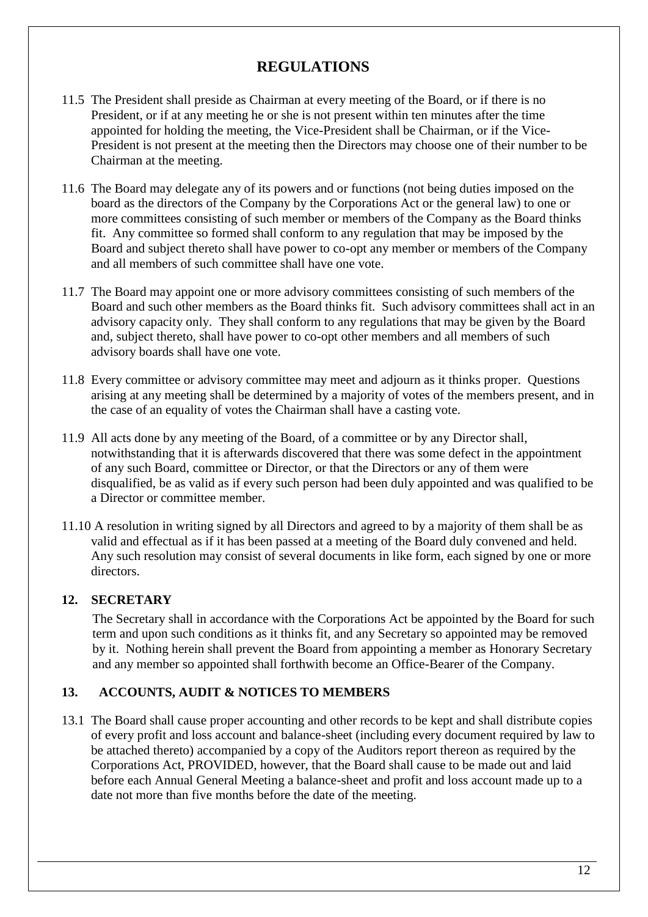# REGULATIONS

11.5 The President shall preside as Chairman at every meeting of the Board, or if there is no President, or if at any meeting he or she is not present within ten minutes after the time appointed for holding the meeting, the Vice-President shall be Chairman, or if the Vice-President is not present at the meeting then the Directors may choose one of their number to be Chairman at the meeting.

11.6 The Board may delegate any of its powers and or functions (not being duties imposed on the board as the directors of the Company by the Corporations Act or the general law) to one or more committees consisting of such member or members of the Company as the Board thinks fit. Any committee so formed shall conform to any regulation that may be imposed by the Board and subject thereto shall have power to co-opt any member or members of the Company and all members of such committee shall have one vote.

11.7 The Board may appoint one or more advisory committees consisting of such members of the Board and such other members as the Board thinks fit. Such advisory committees shall act in an advisory capacity only. They shall conform to any regulations that may be given by the Board and, subject thereto, shall have power to co-opt other members and all members of such advisory boards shall have one vote.

11.8 Every committee or advisory committee may meet and adjourn as it thinks proper. Questions arising at any meeting shall be determined by a majority of votes of the members present, and in the case of an equality of votes the Chairman shall have a casting vote.

11.9 All acts done by any meeting of the Board, of a committee or by any Director shall, notwithstanding that it is afterwards discovered that there was some defect in the appointment of any such Board, committee or Director, or that the Directors or any of them were disqualified, be as valid as if every such person had been duly appointed and was qualified to be a Director or committee member.

11.10 A resolution in writing signed by all Directors and agreed to by a majority of them shall be as valid and effectual as if it has been passed at a meeting of the Board duly convened and held. Any such resolution may consist of several documents in like form, each signed by one or more directors.

## 12. SECRETARY

The Secretary shall in accordance with the Corporations Act be appointed by the Board for such term and upon such conditions as it thinks fit, and any Secretary so appointed may be removed by it. Nothing herein shall prevent the Board from appointing a member as Honorary Secretary and any member so appointed shall forthwith become an Office-Bearer of the Company.

## 13. ACCOUNTS, AUDIT & NOTICES TO MEMBERS

13.1 The Board shall cause proper accounting and other records to be kept and shall distribute copies of every profit and loss account and balance-sheet (including every document required by law to be attached thereto) accompanied by a copy of the Auditors report thereon as required by the Corporations Act, PROVIDED, however, that the Board shall cause to be made out and laid before each Annual General Meeting a balance-sheet and profit and loss account made up to a date not more than five months before the date of the meeting.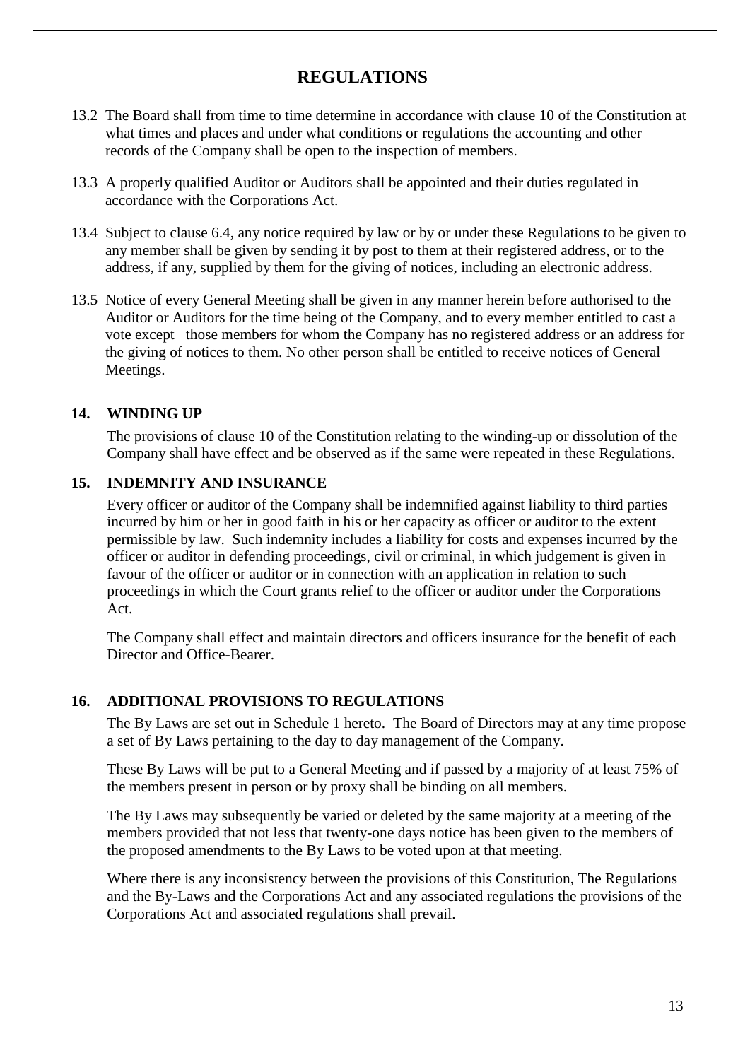# REGULATIONS

13.2 The Board shall from time to time determine in accordance with clause 10 of the Constitution at what times and places and under what conditions or regulations the accounting and other records of the Company shall be open to the inspection of members.

13.3 A properly qualified Auditor or Auditors shall be appointed and their duties regulated in accordance with the Corporations Act.

13.4 Subject to clause 6.4, any notice required by law or by or under these Regulations to be given to any member shall be given by sending it by post to them at their registered address, or to the address, if any, supplied by them for the giving of notices, including an electronic address.

13.5 Notice of every General Meeting shall be given in any manner herein before authorised to the Auditor or Auditors for the time being of the Company, and to every member entitled to cast a vote except those members for whom the Company has no registered address or an address for the giving of notices to them. No other person shall be entitled to receive notices of General Meetings.

## 14. WINDING UP

The provisions of clause 10 of the Constitution relating to the winding-up or dissolution of the Company shall have effect and be observed as if the same were repeated in these Regulations.

## 15. INDEMNITY AND INSURANCE

Every officer or auditor of the Company shall be indemnified against liability to third parties incurred by him or her in good faith in his or her capacity as officer or auditor to the extent permissible by law. Such indemnity includes a liability for costs and expenses incurred by the officer or auditor in defending proceedings, civil or criminal, in which judgement is given in favour of the officer or auditor or in connection with an application in relation to such proceedings in which the Court grants relief to the officer or auditor under the Corporations Act.

The Company shall effect and maintain directors and officers insurance for the benefit of each Director and Office-Bearer.

## 16. ADDITIONAL PROVISIONS TO REGULATIONS

The By Laws are set out in Schedule 1 hereto. The Board of Directors may at any time propose a set of By Laws pertaining to the day to day management of the Company.

These By Laws will be put to a General Meeting and if passed by a majority of at least 75% of the members present in person or by proxy shall be binding on all members.

The By Laws may subsequently be varied or deleted by the same majority at a meeting of the members provided that not less that twenty-one days notice has been given to the members of the proposed amendments to the By Laws to be voted upon at that meeting.

Where there is any inconsistency between the provisions of this Constitution, The Regulations and the By-Laws and the Corporations Act and any associated regulations the provisions of the Corporations Act and associated regulations shall prevail.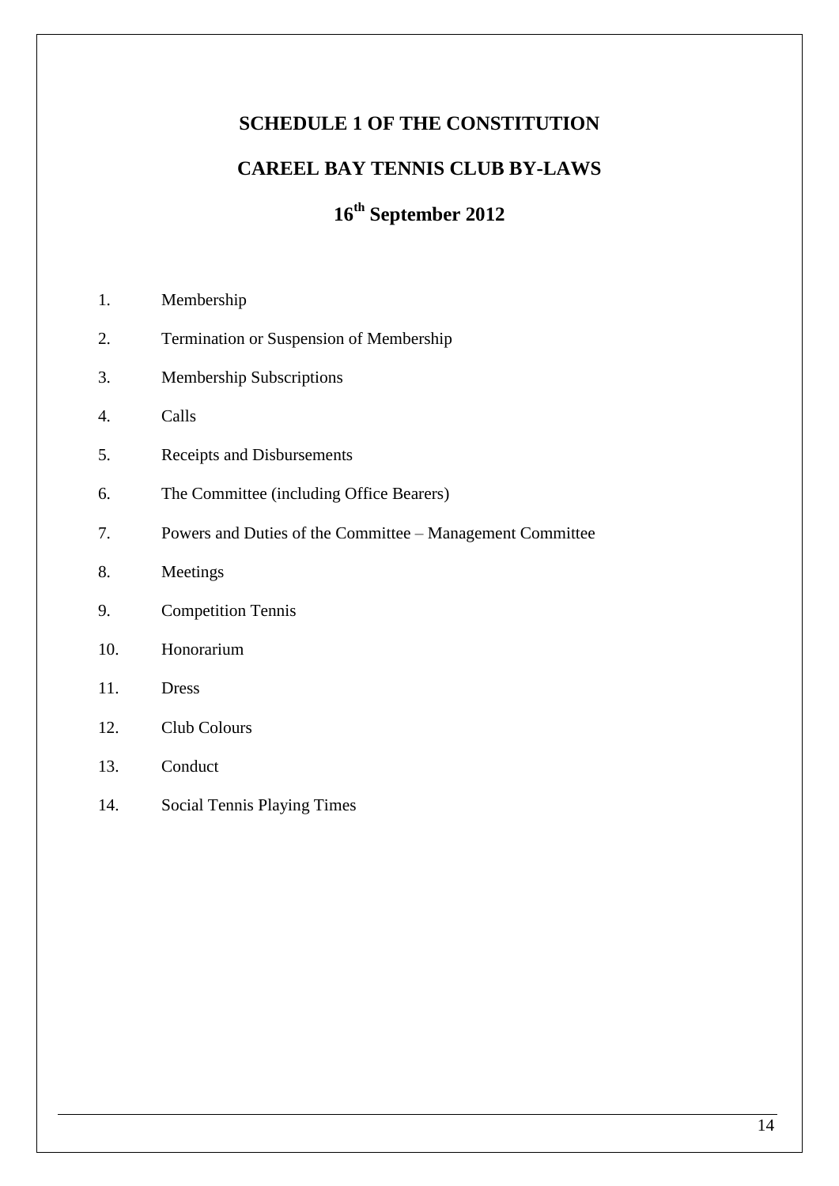# SCHEDULE 1 OF THE CONSTITUTION

# CAREEL BAY TENNIS CLUB BY-LAWS

# 16th September 2012

1. Membership
2. Termination or Suspension of Membership
3. Membership Subscriptions
4. Calls
5. Receipts and Disbursements
6. The Committee (including Office Bearers)
7. Powers and Duties of the Committee – Management Committee
8. Meetings
9. Competition Tennis
10. Honorarium
11. Dress
12. Club Colours
13. Conduct
14. Social Tennis Playing Times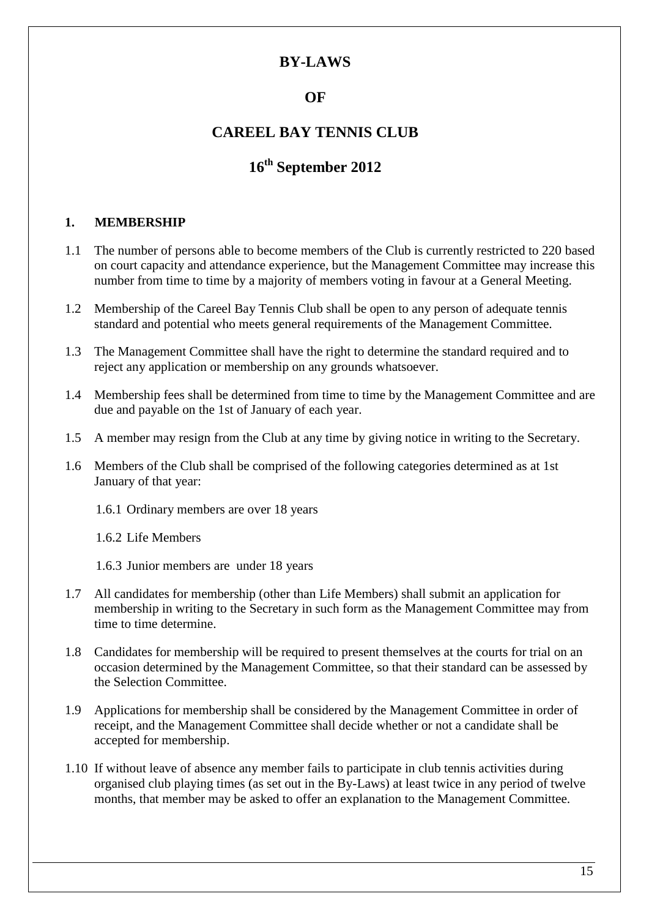# BY-LAWS

# OF

# CAREEL BAY TENNIS CLUB

# 16th September 2012

## 1. MEMBERSHIP

1.1 The number of persons able to become members of the Club is currently restricted to 220 based on court capacity and attendance experience, but the Management Committee may increase this number from time to time by a majority of members voting in favour at a General Meeting.

1.2 Membership of the Careel Bay Tennis Club shall be open to any person of adequate tennis standard and potential who meets general requirements of the Management Committee.

1.3 The Management Committee shall have the right to determine the standard required and to reject any application or membership on any grounds whatsoever.

1.4 Membership fees shall be determined from time to time by the Management Committee and are due and payable on the 1st of January of each year.

1.5 A member may resign from the Club at any time by giving notice in writing to the Secretary.

1.6 Members of the Club shall be comprised of the following categories determined as at 1st January of that year:

1.6.1 Ordinary members are over 18 years

1.6.2 Life Members

1.6.3 Junior members are under 18 years

1.7 All candidates for membership (other than Life Members) shall submit an application for membership in writing to the Secretary in such form as the Management Committee may from time to time determine.

1.8 Candidates for membership will be required to present themselves at the courts for trial on an occasion determined by the Management Committee, so that their standard can be assessed by the Selection Committee.

1.9 Applications for membership shall be considered by the Management Committee in order of receipt, and the Management Committee shall decide whether or not a candidate shall be accepted for membership.

1.10 If without leave of absence any member fails to participate in club tennis activities during organised club playing times (as set out in the By-Laws) at least twice in any period of twelve months, that member may be asked to offer an explanation to the Management Committee.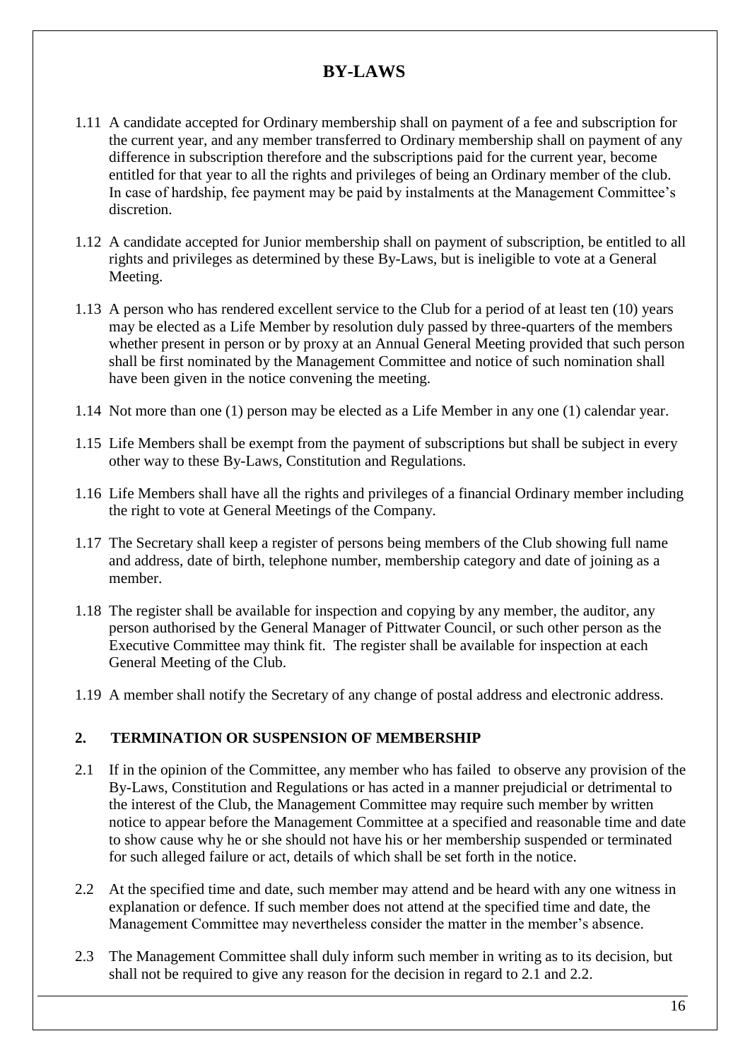# BY-LAWS

1.11 A candidate accepted for Ordinary membership shall on payment of a fee and subscription for the current year, and any member transferred to Ordinary membership shall on payment of any difference in subscription therefore and the subscriptions paid for the current year, become entitled for that year to all the rights and privileges of being an Ordinary member of the club. In case of hardship, fee payment may be paid by instalments at the Management Committee's discretion.

1.12 A candidate accepted for Junior membership shall on payment of subscription, be entitled to all rights and privileges as determined by these By-Laws, but is ineligible to vote at a General Meeting.

1.13 A person who has rendered excellent service to the Club for a period of at least ten (10) years may be elected as a Life Member by resolution duly passed by three-quarters of the members whether present in person or by proxy at an Annual General Meeting provided that such person shall be first nominated by the Management Committee and notice of such nomination shall have been given in the notice convening the meeting.

1.14 Not more than one (1) person may be elected as a Life Member in any one (1) calendar year.

1.15 Life Members shall be exempt from the payment of subscriptions but shall be subject in every other way to these By-Laws, Constitution and Regulations.

1.16 Life Members shall have all the rights and privileges of a financial Ordinary member including the right to vote at General Meetings of the Company.

1.17 The Secretary shall keep a register of persons being members of the Club showing full name and address, date of birth, telephone number, membership category and date of joining as a member.

1.18 The register shall be available for inspection and copying by any member, the auditor, any person authorised by the General Manager of Pittwater Council, or such other person as the Executive Committee may think fit. The register shall be available for inspection at each General Meeting of the Club.

1.19 A member shall notify the Secretary of any change of postal address and electronic address.

## 2. TERMINATION OR SUSPENSION OF MEMBERSHIP

2.1 If in the opinion of the Committee, any member who has failed to observe any provision of the By-Laws, Constitution and Regulations or has acted in a manner prejudicial or detrimental to the interest of the Club, the Management Committee may require such member by written notice to appear before the Management Committee at a specified and reasonable time and date to show cause why he or she should not have his or her membership suspended or terminated for such alleged failure or act, details of which shall be set forth in the notice.

2.2 At the specified time and date, such member may attend and be heard with any one witness in explanation or defence. If such member does not attend at the specified time and date, the Management Committee may nevertheless consider the matter in the member's absence.

2.3 The Management Committee shall duly inform such member in writing as to its decision, but shall not be required to give any reason for the decision in regard to 2.1 and 2.2.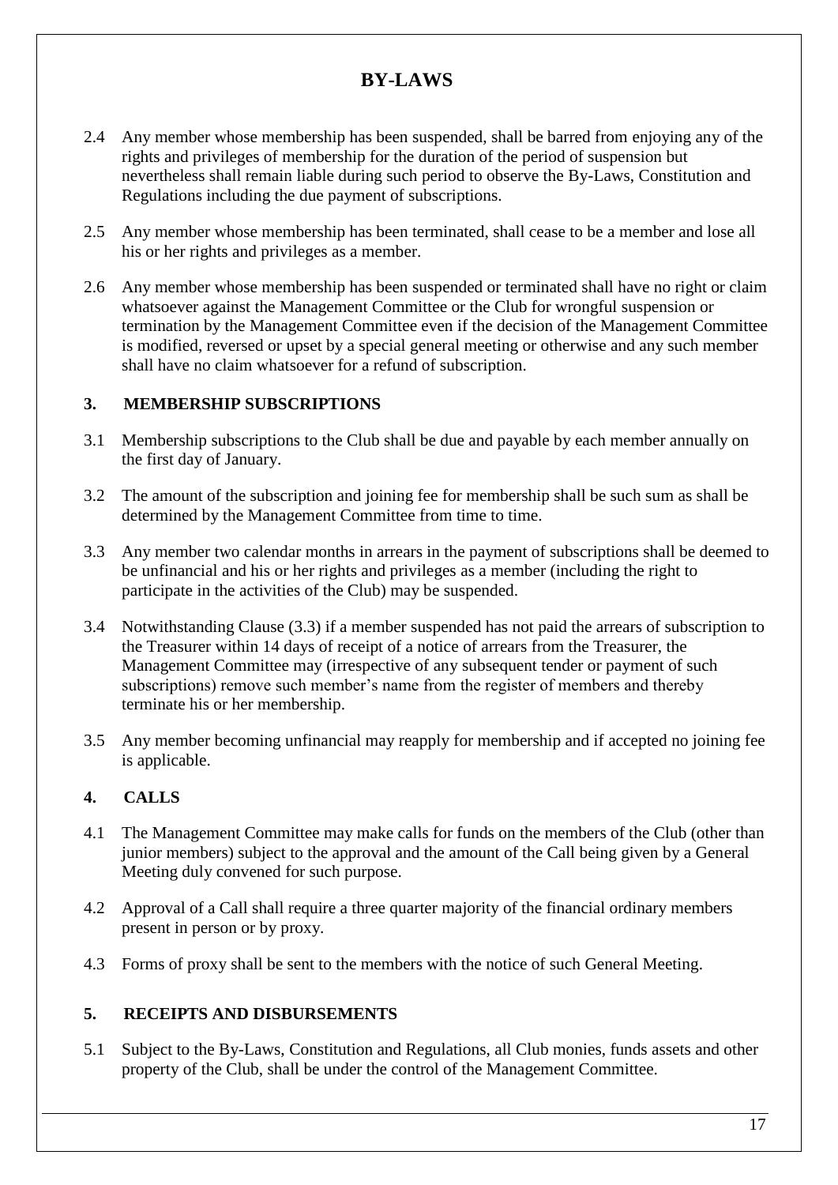# BY-LAWS

2.4 Any member whose membership has been suspended, shall be barred from enjoying any of the rights and privileges of membership for the duration of the period of suspension but nevertheless shall remain liable during such period to observe the By-Laws, Constitution and Regulations including the due payment of subscriptions.

2.5 Any member whose membership has been terminated, shall cease to be a member and lose all his or her rights and privileges as a member.

2.6 Any member whose membership has been suspended or terminated shall have no right or claim whatsoever against the Management Committee or the Club for wrongful suspension or termination by the Management Committee even if the decision of the Management Committee is modified, reversed or upset by a special general meeting or otherwise and any such member shall have no claim whatsoever for a refund of subscription.

## 3. MEMBERSHIP SUBSCRIPTIONS

3.1 Membership subscriptions to the Club shall be due and payable by each member annually on the first day of January.

3.2 The amount of the subscription and joining fee for membership shall be such sum as shall be determined by the Management Committee from time to time.

3.3 Any member two calendar months in arrears in the payment of subscriptions shall be deemed to be unfinancial and his or her rights and privileges as a member (including the right to participate in the activities of the Club) may be suspended.

3.4 Notwithstanding Clause (3.3) if a member suspended has not paid the arrears of subscription to the Treasurer within 14 days of receipt of a notice of arrears from the Treasurer, the Management Committee may (irrespective of any subsequent tender or payment of such subscriptions) remove such member's name from the register of members and thereby terminate his or her membership.

3.5 Any member becoming unfinancial may reapply for membership and if accepted no joining fee is applicable.

## 4. CALLS

4.1 The Management Committee may make calls for funds on the members of the Club (other than junior members) subject to the approval and the amount of the Call being given by a General Meeting duly convened for such purpose.

4.2 Approval of a Call shall require a three quarter majority of the financial ordinary members present in person or by proxy.

4.3 Forms of proxy shall be sent to the members with the notice of such General Meeting.

## 5. RECEIPTS AND DISBURSEMENTS

5.1 Subject to the By-Laws, Constitution and Regulations, all Club monies, funds assets and other property of the Club, shall be under the control of the Management Committee.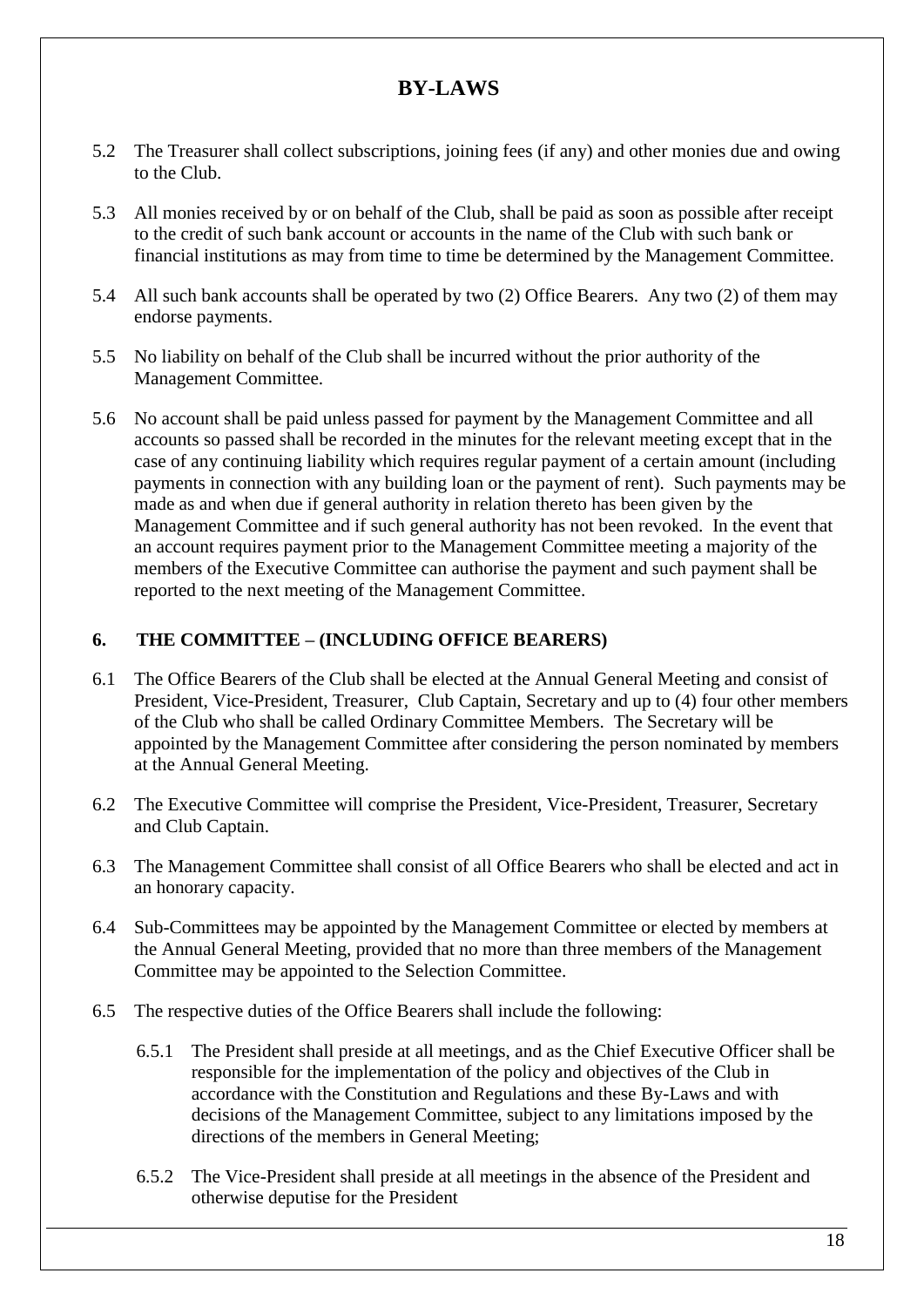# BY-LAWS

5.2 The Treasurer shall collect subscriptions, joining fees (if any) and other monies due and owing to the Club.

5.3 All monies received by or on behalf of the Club, shall be paid as soon as possible after receipt to the credit of such bank account or accounts in the name of the Club with such bank or financial institutions as may from time to time be determined by the Management Committee.

5.4 All such bank accounts shall be operated by two (2) Office Bearers. Any two (2) of them may endorse payments.

5.5 No liability on behalf of the Club shall be incurred without the prior authority of the Management Committee.

5.6 No account shall be paid unless passed for payment by the Management Committee and all accounts so passed shall be recorded in the minutes for the relevant meeting except that in the case of any continuing liability which requires regular payment of a certain amount (including payments in connection with any building loan or the payment of rent). Such payments may be made as and when due if general authority in relation thereto has been given by the Management Committee and if such general authority has not been revoked. In the event that an account requires payment prior to the Management Committee meeting a majority of the members of the Executive Committee can authorise the payment and such payment shall be reported to the next meeting of the Management Committee.

## 6. THE COMMITTEE – (INCLUDING OFFICE BEARERS)

6.1 The Office Bearers of the Club shall be elected at the Annual General Meeting and consist of President, Vice-President, Treasurer, Club Captain, Secretary and up to (4) four other members of the Club who shall be called Ordinary Committee Members. The Secretary will be appointed by the Management Committee after considering the person nominated by members at the Annual General Meeting.

6.2 The Executive Committee will comprise the President, Vice-President, Treasurer, Secretary and Club Captain.

6.3 The Management Committee shall consist of all Office Bearers who shall be elected and act in an honorary capacity.

6.4 Sub-Committees may be appointed by the Management Committee or elected by members at the Annual General Meeting, provided that no more than three members of the Management Committee may be appointed to the Selection Committee.

6.5 The respective duties of the Office Bearers shall include the following:

6.5.1 The President shall preside at all meetings, and as the Chief Executive Officer shall be responsible for the implementation of the policy and objectives of the Club in accordance with the Constitution and Regulations and these By-Laws and with decisions of the Management Committee, subject to any limitations imposed by the directions of the members in General Meeting;

6.5.2 The Vice-President shall preside at all meetings in the absence of the President and otherwise deputise for the President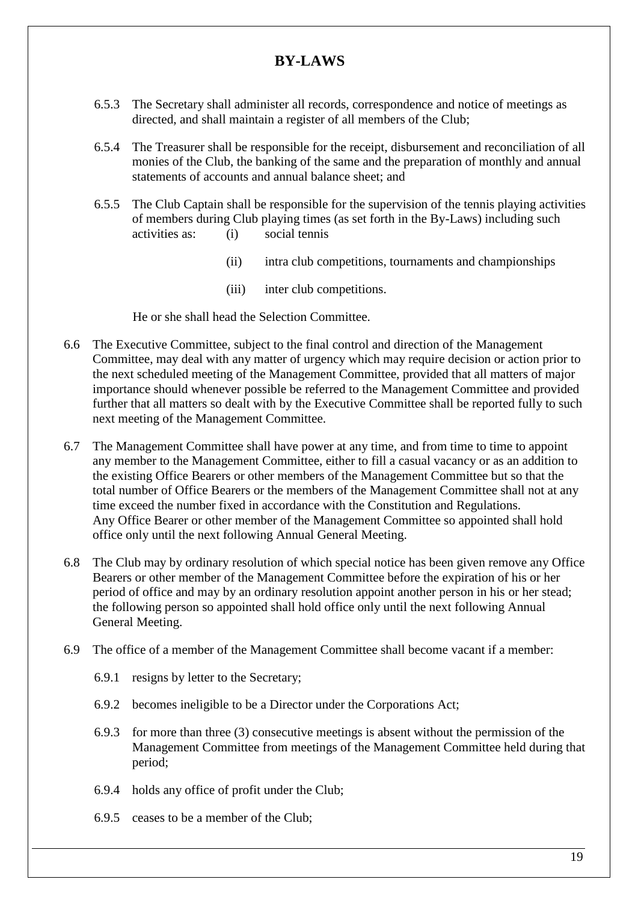# BY-LAWS

6.5.3 The Secretary shall administer all records, correspondence and notice of meetings as directed, and shall maintain a register of all members of the Club;

6.5.4 The Treasurer shall be responsible for the receipt, disbursement and reconciliation of all monies of the Club, the banking of the same and the preparation of monthly and annual statements of accounts and annual balance sheet; and

6.5.5 The Club Captain shall be responsible for the supervision of the tennis playing activities of members during Club playing times (as set forth in the By-Laws) including such activities as:

(i) social tennis

(ii) intra club competitions, tournaments and championships

(iii) inter club competitions.

He or she shall head the Selection Committee.

6.6 The Executive Committee, subject to the final control and direction of the Management Committee, may deal with any matter of urgency which may require decision or action prior to the next scheduled meeting of the Management Committee, provided that all matters of major importance should whenever possible be referred to the Management Committee and provided further that all matters so dealt with by the Executive Committee shall be reported fully to such next meeting of the Management Committee.

6.7 The Management Committee shall have power at any time, and from time to time to appoint any member to the Management Committee, either to fill a casual vacancy or as an addition to the existing Office Bearers or other members of the Management Committee but so that the total number of Office Bearers or the members of the Management Committee shall not at any time exceed the number fixed in accordance with the Constitution and Regulations. Any Office Bearer or other member of the Management Committee so appointed shall hold office only until the next following Annual General Meeting.

6.8 The Club may by ordinary resolution of which special notice has been given remove any Office Bearers or other member of the Management Committee before the expiration of his or her period of office and may by an ordinary resolution appoint another person in his or her stead; the following person so appointed shall hold office only until the next following Annual General Meeting.

6.9 The office of a member of the Management Committee shall become vacant if a member:

6.9.1 resigns by letter to the Secretary;

6.9.2 becomes ineligible to be a Director under the Corporations Act;

6.9.3 for more than three (3) consecutive meetings is absent without the permission of the Management Committee from meetings of the Management Committee held during that period;

6.9.4 holds any office of profit under the Club;

6.9.5 ceases to be a member of the Club;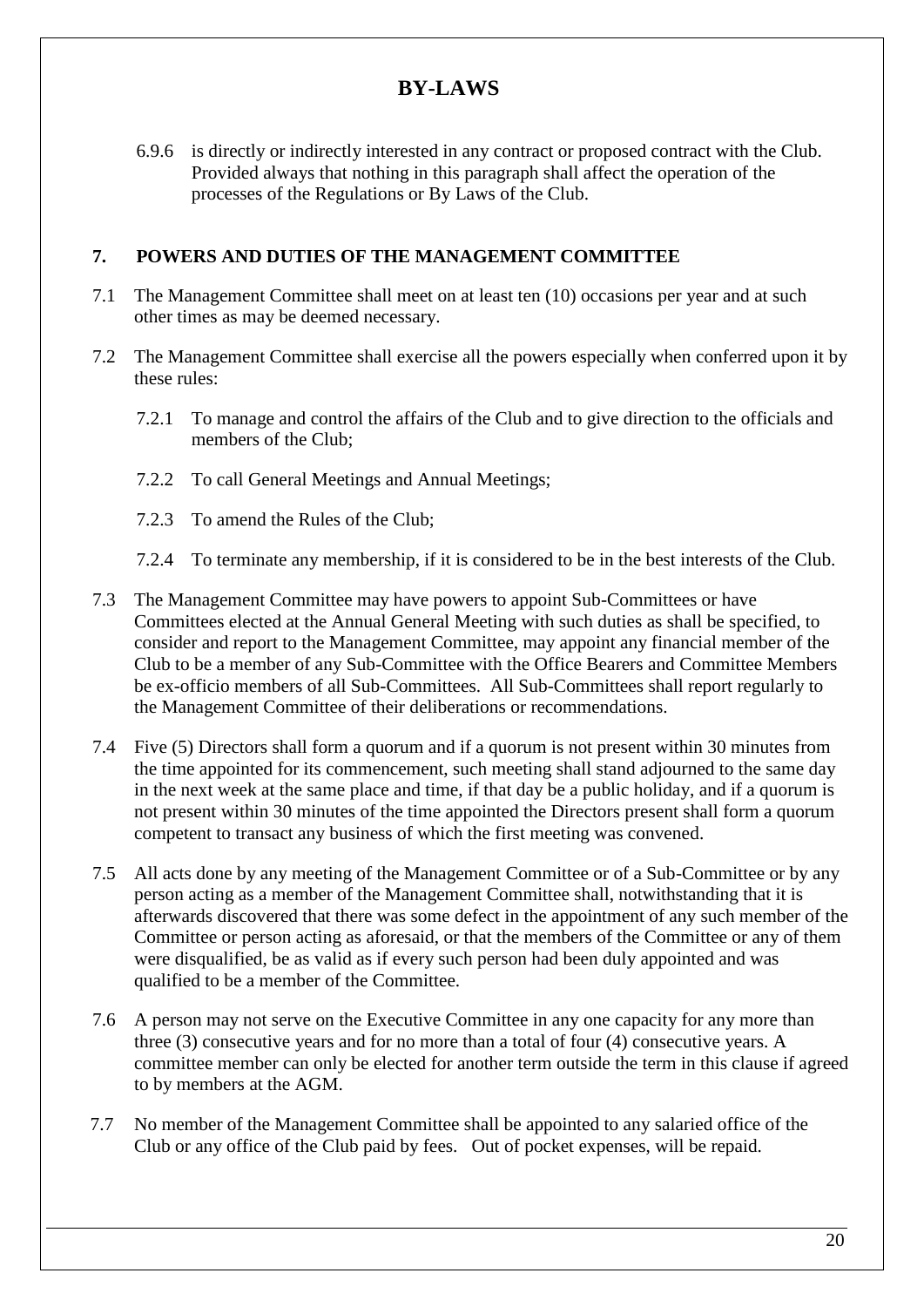# BY-LAWS

6.9.6 is directly or indirectly interested in any contract or proposed contract with the Club. Provided always that nothing in this paragraph shall affect the operation of the processes of the Regulations or By Laws of the Club.

## 7. POWERS AND DUTIES OF THE MANAGEMENT COMMITTEE

7.1 The Management Committee shall meet on at least ten (10) occasions per year and at such other times as may be deemed necessary.

7.2 The Management Committee shall exercise all the powers especially when conferred upon it by these rules:

7.2.1 To manage and control the affairs of the Club and to give direction to the officials and members of the Club;

7.2.2 To call General Meetings and Annual Meetings;

7.2.3 To amend the Rules of the Club;

7.2.4 To terminate any membership, if it is considered to be in the best interests of the Club.

7.3 The Management Committee may have powers to appoint Sub-Committees or have Committees elected at the Annual General Meeting with such duties as shall be specified, to consider and report to the Management Committee, may appoint any financial member of the Club to be a member of any Sub-Committee with the Office Bearers and Committee Members be ex-officio members of all Sub-Committees. All Sub-Committees shall report regularly to the Management Committee of their deliberations or recommendations.

7.4 Five (5) Directors shall form a quorum and if a quorum is not present within 30 minutes from the time appointed for its commencement, such meeting shall stand adjourned to the same day in the next week at the same place and time, if that day be a public holiday, and if a quorum is not present within 30 minutes of the time appointed the Directors present shall form a quorum competent to transact any business of which the first meeting was convened.

7.5 All acts done by any meeting of the Management Committee or of a Sub-Committee or by any person acting as a member of the Management Committee shall, notwithstanding that it is afterwards discovered that there was some defect in the appointment of any such member of the Committee or person acting as aforesaid, or that the members of the Committee or any of them were disqualified, be as valid as if every such person had been duly appointed and was qualified to be a member of the Committee.

7.6 A person may not serve on the Executive Committee in any one capacity for any more than three (3) consecutive years and for no more than a total of four (4) consecutive years. A committee member can only be elected for another term outside the term in this clause if agreed to by members at the AGM.

7.7 No member of the Management Committee shall be appointed to any salaried office of the Club or any office of the Club paid by fees. Out of pocket expenses, will be repaid.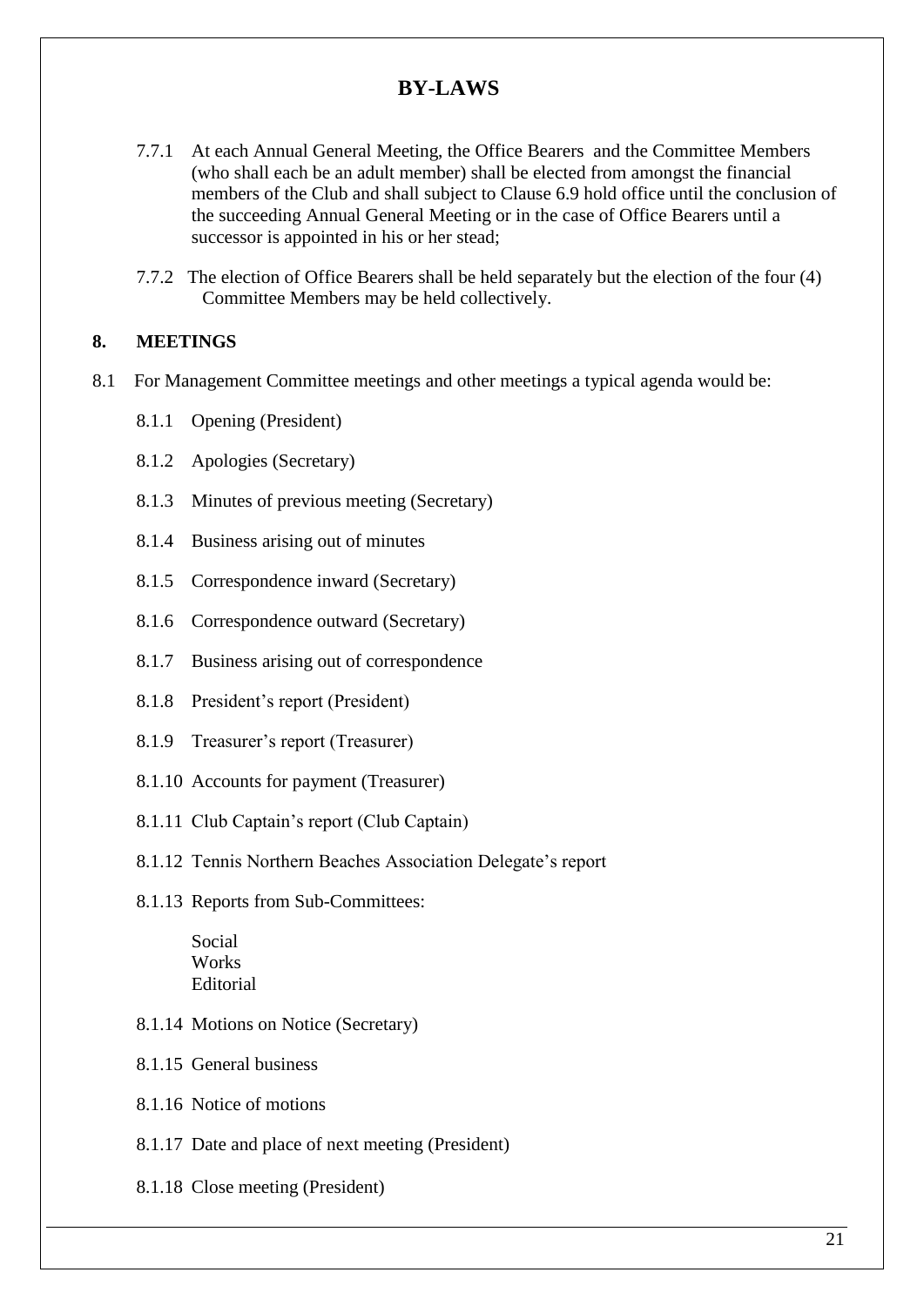# BY-LAWS

7.7.1 At each Annual General Meeting, the Office Bearers and the Committee Members (who shall each be an adult member) shall be elected from amongst the financial members of the Club and shall subject to Clause 6.9 hold office until the conclusion of the succeeding Annual General Meeting or in the case of Office Bearers until a successor is appointed in his or her stead;

7.7.2 The election of Office Bearers shall be held separately but the election of the four (4) Committee Members may be held collectively.

## 8. MEETINGS

8.1 For Management Committee meetings and other meetings a typical agenda would be:

8.1.1 Opening (President)

8.1.2 Apologies (Secretary)

8.1.3 Minutes of previous meeting (Secretary)

8.1.4 Business arising out of minutes

8.1.5 Correspondence inward (Secretary)

8.1.6 Correspondence outward (Secretary)

8.1.7 Business arising out of correspondence

8.1.8 President's report (President)

8.1.9 Treasurer's report (Treasurer)

8.1.10 Accounts for payment (Treasurer)

8.1.11 Club Captain's report (Club Captain)

8.1.12 Tennis Northern Beaches Association Delegate's report

8.1.13 Reports from Sub-Committees:

Social
Works
Editorial

8.1.14 Motions on Notice (Secretary)

8.1.15 General business

8.1.16 Notice of motions

8.1.17 Date and place of next meeting (President)

8.1.18 Close meeting (President)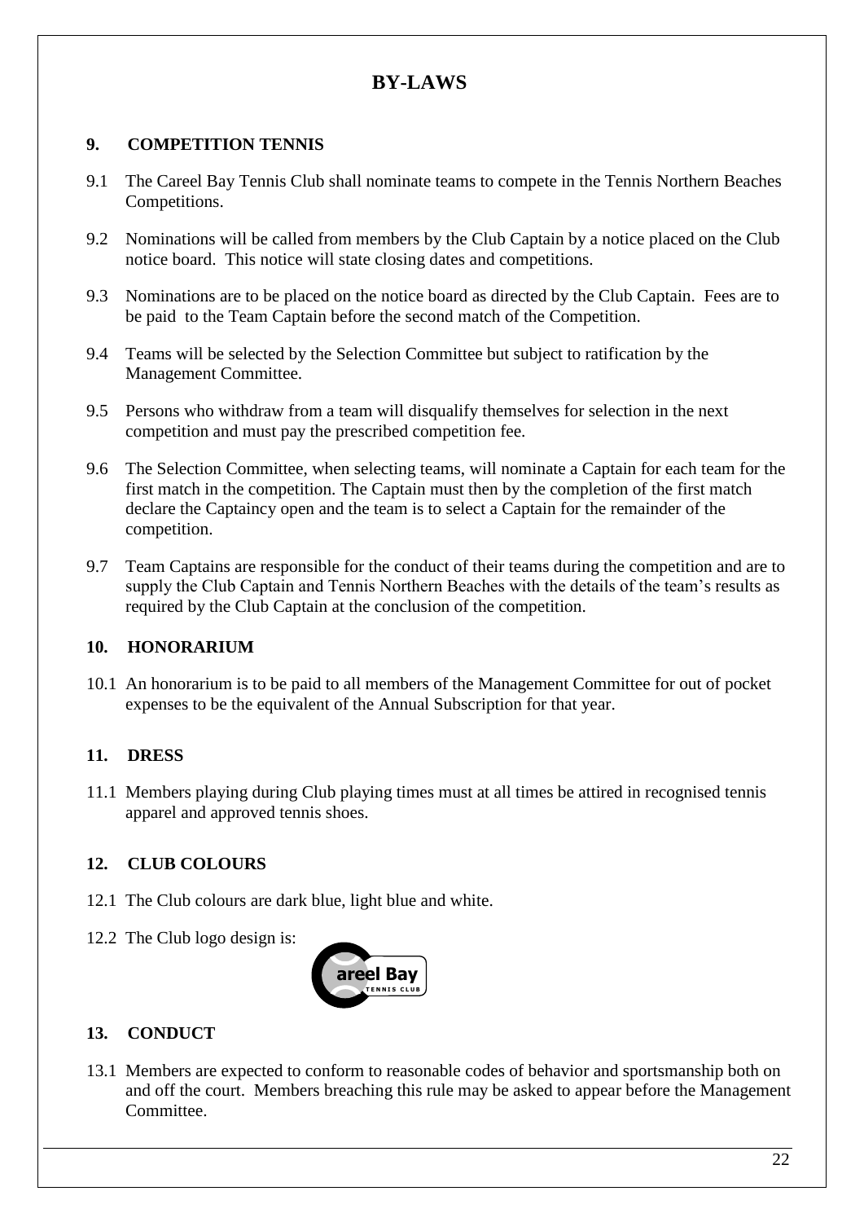# BY-LAWS

## 9. COMPETITION TENNIS

9.1 The Careel Bay Tennis Club shall nominate teams to compete in the Tennis Northern Beaches Competitions.

9.2 Nominations will be called from members by the Club Captain by a notice placed on the Club notice board. This notice will state closing dates and competitions.

9.3 Nominations are to be placed on the notice board as directed by the Club Captain. Fees are to be paid to the Team Captain before the second match of the Competition.

9.4 Teams will be selected by the Selection Committee but subject to ratification by the Management Committee.

9.5 Persons who withdraw from a team will disqualify themselves for selection in the next competition and must pay the prescribed competition fee.

9.6 The Selection Committee, when selecting teams, will nominate a Captain for each team for the first match in the competition. The Captain must then by the completion of the first match declare the Captaincy open and the team is to select a Captain for the remainder of the competition.

9.7 Team Captains are responsible for the conduct of their teams during the competition and are to supply the Club Captain and Tennis Northern Beaches with the details of the team's results as required by the Club Captain at the conclusion of the competition.

## 10. HONORARIUM

10.1 An honorarium is to be paid to all members of the Management Committee for out of pocket expenses to be the equivalent of the Annual Subscription for that year.

## 11. DRESS

11.1 Members playing during Club playing times must at all times be attired in recognised tennis apparel and approved tennis shoes.

## 12. CLUB COLOURS

12.1 The Club colours are dark blue, light blue and white.

12.2 The Club logo design is:

## 13. CONDUCT

13.1 Members are expected to conform to reasonable codes of behavior and sportsmanship both on and off the court. Members breaching this rule may be asked to appear before the Management Committee.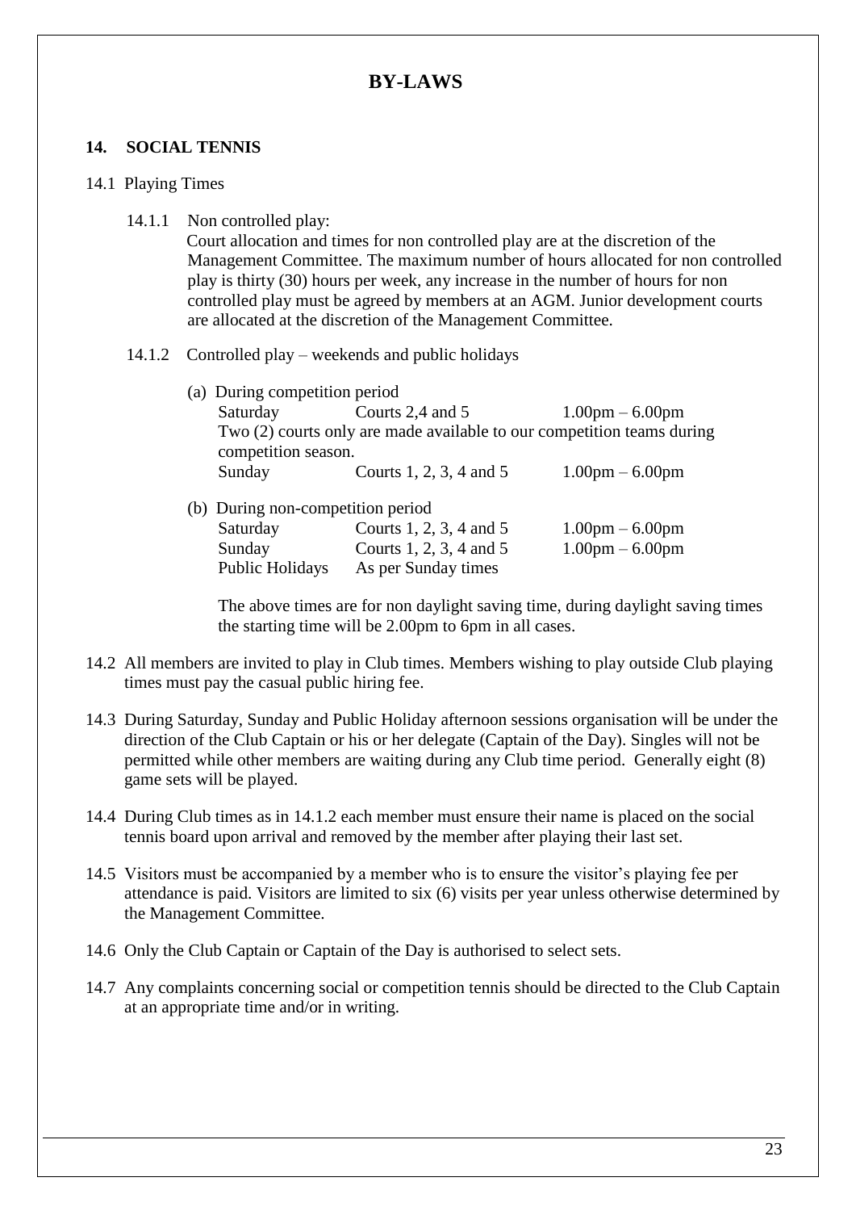# BY-LAWS

## 14. SOCIAL TENNIS

14.1 Playing Times

14.1.1 Non controlled play:
Court allocation and times for non controlled play are at the discretion of the Management Committee. The maximum number of hours allocated for non controlled play is thirty (30) hours per week, any increase in the number of hours for non controlled play must be agreed by members at an AGM. Junior development courts are allocated at the discretion of the Management Committee.

14.1.2 Controlled play – weekends and public holidays

(a) During competition period

| | | |
|---|---|---|
| Saturday | Courts 2,4 and 5 | 1.00pm – 6.00pm |

Two (2) courts only are made available to our competition teams during competition season.

| | | |
|---|---|---|
| Sunday | Courts 1, 2, 3, 4 and 5 | 1.00pm – 6.00pm |

(b) During non-competition period

| | | |
|---|---|---|
| Saturday | Courts 1, 2, 3, 4 and 5 | 1.00pm – 6.00pm |
| Sunday | Courts 1, 2, 3, 4 and 5 | 1.00pm – 6.00pm |
| Public Holidays | As per Sunday times | |

The above times are for non daylight saving time, during daylight saving times the starting time will be 2.00pm to 6pm in all cases.

14.2 All members are invited to play in Club times. Members wishing to play outside Club playing times must pay the casual public hiring fee.

14.3 During Saturday, Sunday and Public Holiday afternoon sessions organisation will be under the direction of the Club Captain or his or her delegate (Captain of the Day). Singles will not be permitted while other members are waiting during any Club time period. Generally eight (8) game sets will be played.

14.4 During Club times as in 14.1.2 each member must ensure their name is placed on the social tennis board upon arrival and removed by the member after playing their last set.

14.5 Visitors must be accompanied by a member who is to ensure the visitor's playing fee per attendance is paid. Visitors are limited to six (6) visits per year unless otherwise determined by the Management Committee.

14.6 Only the Club Captain or Captain of the Day is authorised to select sets.

14.7 Any complaints concerning social or competition tennis should be directed to the Club Captain at an appropriate time and/or in writing.